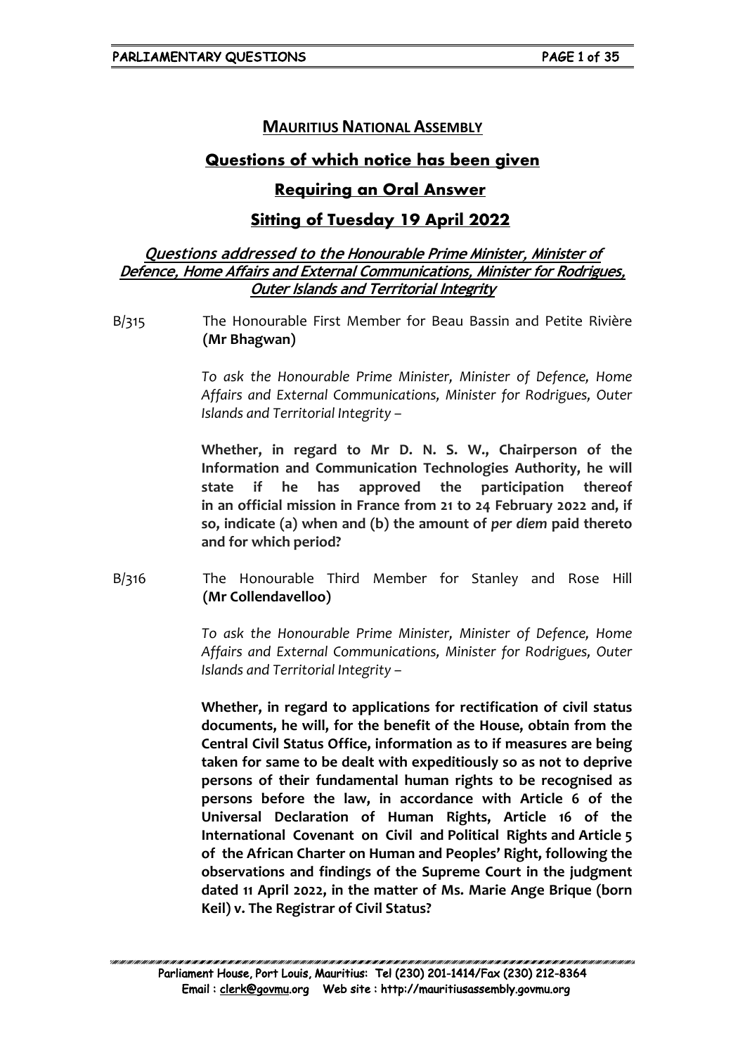# MAURITIUS NATIONAL ASSEMBLY

## Questions of which notice has been given

## Requiring an Oral Answer

## Sitting of Tuesday 19 April 2022

### *Questions addressed to the Honourable Prime Minister, Minister of Defence, Home Affairs and External Communications, Minister for Rodrigues, Outer Islands and Territorial Integrity*

B/315 The Honourable First Member for Beau Bassin and Petite Rivière **(Mr Bhagwan)**

*To ask the Honourable Prime Minister, Minister of Defence, Home Affairs and External Communications, Minister for Rodrigues, Outer Islands and Territorial Integrity –*

**Whether, in regard to Mr D. N. S. W., Chairperson of the Information and Communication Technologies Authority, he will state if he has approved the participation thereof in an official mission in France from 21 to 24 February 2022 and, if so, indicate (a) when and (b) the amount of *per diem* paid thereto and for which period?**

B/316 The Honourable Third Member for Stanley and Rose Hill **(Mr Collendavelloo)**

*To ask the Honourable Prime Minister, Minister of Defence, Home Affairs and External Communications, Minister for Rodrigues, Outer Islands and Territorial Integrity –*

**Whether, in regard to applications for rectification of civil status documents, he will, for the benefit of the House, obtain from the Central Civil Status Office, information as to if measures are being taken for same to be dealt with expeditiously so as not to deprive persons of their fundamental human rights to be recognised as persons before the law, in accordance with Article 6 of the Universal Declaration of Human Rights, Article 16 of the International Covenant on Civil and Political Rights and Article 5 of the African Charter on Human and Peoples' Right, following the observations and findings of the Supreme Court in the judgment dated 11 April 2022, in the matter of Ms. Marie Ange Brique (born Keil) v. The Registrar of Civil Status?**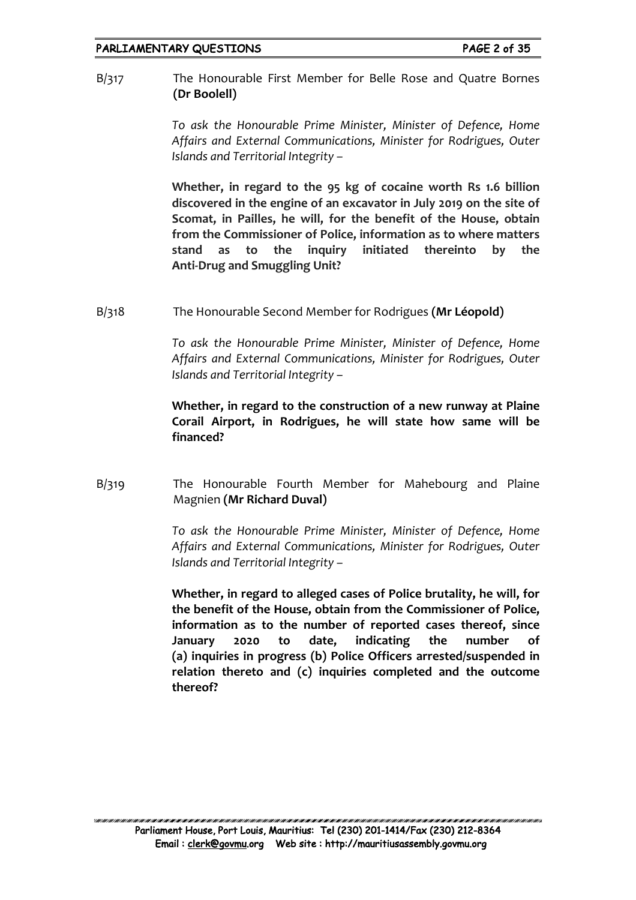B/317 The Honourable First Member for Belle Rose and Quatre Bornes **(Dr Boolell)**

*To ask the Honourable Prime Minister, Minister of Defence, Home Affairs and External Communications, Minister for Rodrigues, Outer Islands and Territorial Integrity –*

**Whether, in regard to the 95 kg of cocaine worth Rs 1.6 billion discovered in the engine of an excavator in July 2019 on the site of Scomat, in Pailles, he will, for the benefit of the House, obtain from the Commissioner of Police, information as to where matters stand as to the inquiry initiated thereinto by the Anti-Drug and Smuggling Unit?**

B/318 The Honourable Second Member for Rodrigues **(Mr Léopold)**

*To ask the Honourable Prime Minister, Minister of Defence, Home Affairs and External Communications, Minister for Rodrigues, Outer Islands and Territorial Integrity –*

**Whether, in regard to the construction of a new runway at Plaine Corail Airport, in Rodrigues, he will state how same will be financed?**

B/319 The Honourable Fourth Member for Mahebourg and Plaine Magnien **(Mr Richard Duval)**

*To ask the Honourable Prime Minister, Minister of Defence, Home Affairs and External Communications, Minister for Rodrigues, Outer Islands and Territorial Integrity –*

**Whether, in regard to alleged cases of Police brutality, he will, for the benefit of the House, obtain from the Commissioner of Police, information as to the number of reported cases thereof, since January 2020 to date, indicating the number of (a) inquiries in progress (b) Police Officers arrested/suspended in relation thereto and (c) inquiries completed and the outcome thereof?**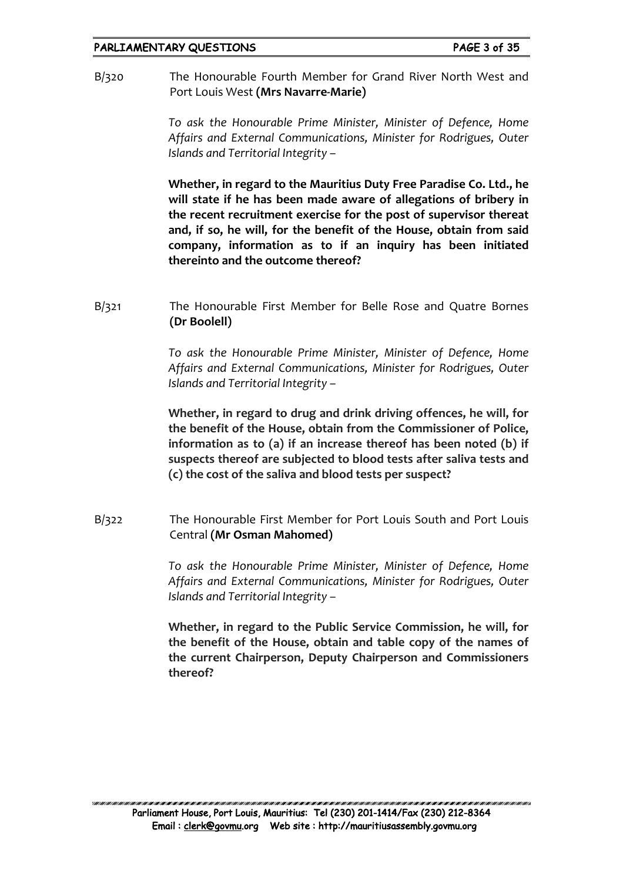B/320 The Honourable Fourth Member for Grand River North West and Port Louis West **(Mrs Navarre-Marie)**

*To ask the Honourable Prime Minister, Minister of Defence, Home Affairs and External Communications, Minister for Rodrigues, Outer Islands and Territorial Integrity –*

**Whether, in regard to the Mauritius Duty Free Paradise Co. Ltd., he will state if he has been made aware of allegations of bribery in the recent recruitment exercise for the post of supervisor thereat and, if so, he will, for the benefit of the House, obtain from said company, information as to if an inquiry has been initiated thereinto and the outcome thereof?**

B/321 The Honourable First Member for Belle Rose and Quatre Bornes **(Dr Boolell)**

*To ask the Honourable Prime Minister, Minister of Defence, Home Affairs and External Communications, Minister for Rodrigues, Outer Islands and Territorial Integrity –*

**Whether, in regard to drug and drink driving offences, he will, for the benefit of the House, obtain from the Commissioner of Police, information as to (a) if an increase thereof has been noted (b) if suspects thereof are subjected to blood tests after saliva tests and (c) the cost of the saliva and blood tests per suspect?**

B/322 The Honourable First Member for Port Louis South and Port Louis Central **(Mr Osman Mahomed)**

*To ask the Honourable Prime Minister, Minister of Defence, Home Affairs and External Communications, Minister for Rodrigues, Outer Islands and Territorial Integrity –*

**Whether, in regard to the Public Service Commission, he will, for the benefit of the House, obtain and table copy of the names of the current Chairperson, Deputy Chairperson and Commissioners thereof?**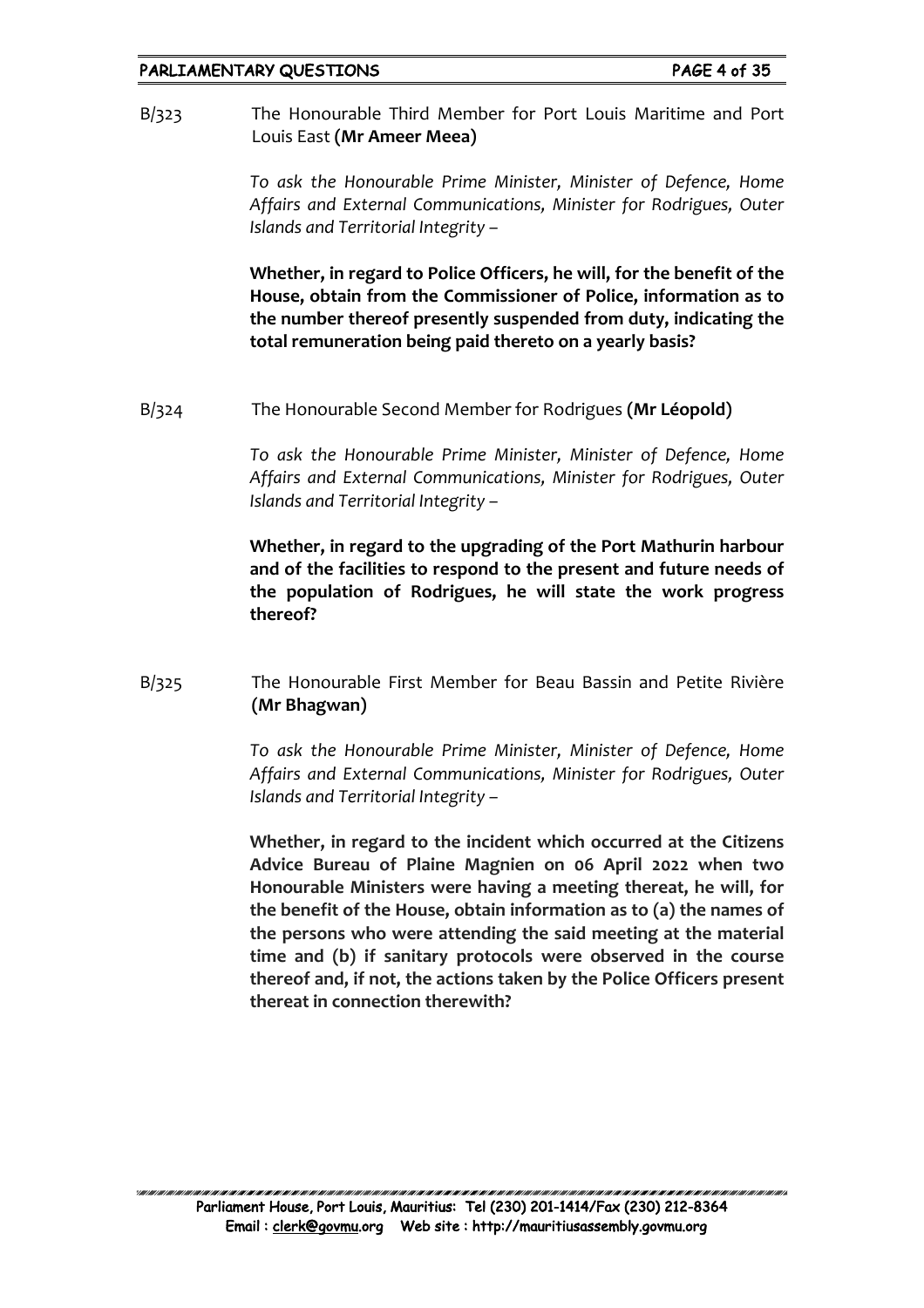B/323 The Honourable Third Member for Port Louis Maritime and Port Louis East **(Mr Ameer Meea)**

*To ask the Honourable Prime Minister, Minister of Defence, Home Affairs and External Communications, Minister for Rodrigues, Outer Islands and Territorial Integrity –*

**Whether, in regard to Police Officers, he will, for the benefit of the House, obtain from the Commissioner of Police, information as to the number thereof presently suspended from duty, indicating the total remuneration being paid thereto on a yearly basis?**

B/324 The Honourable Second Member for Rodrigues **(Mr Léopold)**

*To ask the Honourable Prime Minister, Minister of Defence, Home Affairs and External Communications, Minister for Rodrigues, Outer Islands and Territorial Integrity –*

**Whether, in regard to the upgrading of the Port Mathurin harbour and of the facilities to respond to the present and future needs of the population of Rodrigues, he will state the work progress thereof?**

B/325 The Honourable First Member for Beau Bassin and Petite Rivière **(Mr Bhagwan)**

*To ask the Honourable Prime Minister, Minister of Defence, Home Affairs and External Communications, Minister for Rodrigues, Outer Islands and Territorial Integrity –*

**Whether, in regard to the incident which occurred at the Citizens Advice Bureau of Plaine Magnien on 06 April 2022 when two Honourable Ministers were having a meeting thereat, he will, for the benefit of the House, obtain information as to (a) the names of the persons who were attending the said meeting at the material time and (b) if sanitary protocols were observed in the course thereof and, if not, the actions taken by the Police Officers present thereat in connection therewith?**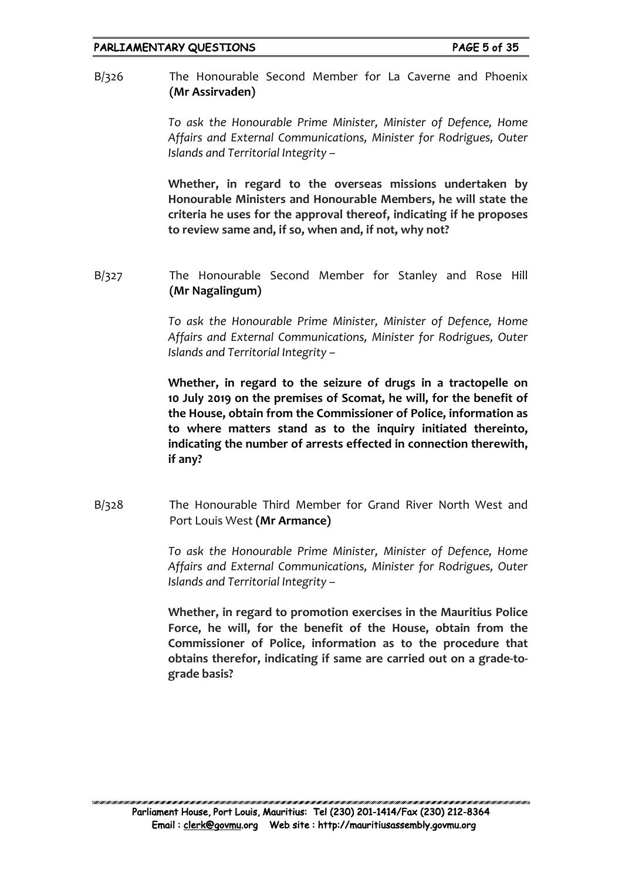B/326 The Honourable Second Member for La Caverne and Phoenix **(Mr Assirvaden)**

*To ask the Honourable Prime Minister, Minister of Defence, Home Affairs and External Communications, Minister for Rodrigues, Outer Islands and Territorial Integrity –*

**Whether, in regard to the overseas missions undertaken by Honourable Ministers and Honourable Members, he will state the criteria he uses for the approval thereof, indicating if he proposes to review same and, if so, when and, if not, why not?**

B/327 The Honourable Second Member for Stanley and Rose Hill **(Mr Nagalingum)**

*To ask the Honourable Prime Minister, Minister of Defence, Home Affairs and External Communications, Minister for Rodrigues, Outer Islands and Territorial Integrity –*

**Whether, in regard to the seizure of drugs in a tractopelle on 10 July 2019 on the premises of Scomat, he will, for the benefit of the House, obtain from the Commissioner of Police, information as to where matters stand as to the inquiry initiated thereinto, indicating the number of arrests effected in connection therewith, if any?**

B/328 The Honourable Third Member for Grand River North West and Port Louis West **(Mr Armance)**

*To ask the Honourable Prime Minister, Minister of Defence, Home Affairs and External Communications, Minister for Rodrigues, Outer Islands and Territorial Integrity –*

**Whether, in regard to promotion exercises in the Mauritius Police Force, he will, for the benefit of the House, obtain from the Commissioner of Police, information as to the procedure that obtains therefor, indicating if same are carried out on a grade-to-grade basis?**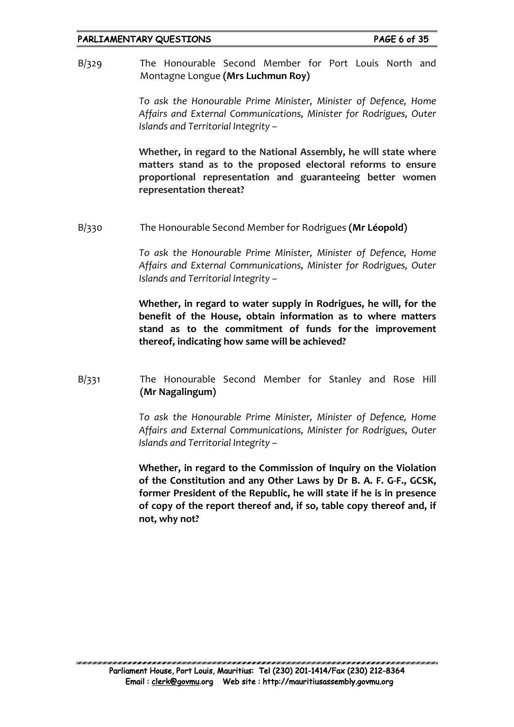B/329 The Honourable Second Member for Port Louis North and Montagne Longue **(Mrs Luchmun Roy)**

*To ask the Honourable Prime Minister, Minister of Defence, Home Affairs and External Communications, Minister for Rodrigues, Outer Islands and Territorial Integrity –*

**Whether, in regard to the National Assembly, he will state where matters stand as to the proposed electoral reforms to ensure proportional representation and guaranteeing better women representation thereat?**

B/330 The Honourable Second Member for Rodrigues **(Mr Léopold)**

*To ask the Honourable Prime Minister, Minister of Defence, Home Affairs and External Communications, Minister for Rodrigues, Outer Islands and Territorial Integrity –*

**Whether, in regard to water supply in Rodrigues, he will, for the benefit of the House, obtain information as to where matters stand as to the commitment of funds for the improvement thereof, indicating how same will be achieved?**

B/331 The Honourable Second Member for Stanley and Rose Hill **(Mr Nagalingum)**

*To ask the Honourable Prime Minister, Minister of Defence, Home Affairs and External Communications, Minister for Rodrigues, Outer Islands and Territorial Integrity –*

**Whether, in regard to the Commission of Inquiry on the Violation of the Constitution and any Other Laws by Dr B. A. F. G-F., GCSK, former President of the Republic, he will state if he is in presence of copy of the report thereof and, if so, table copy thereof and, if not, why not?**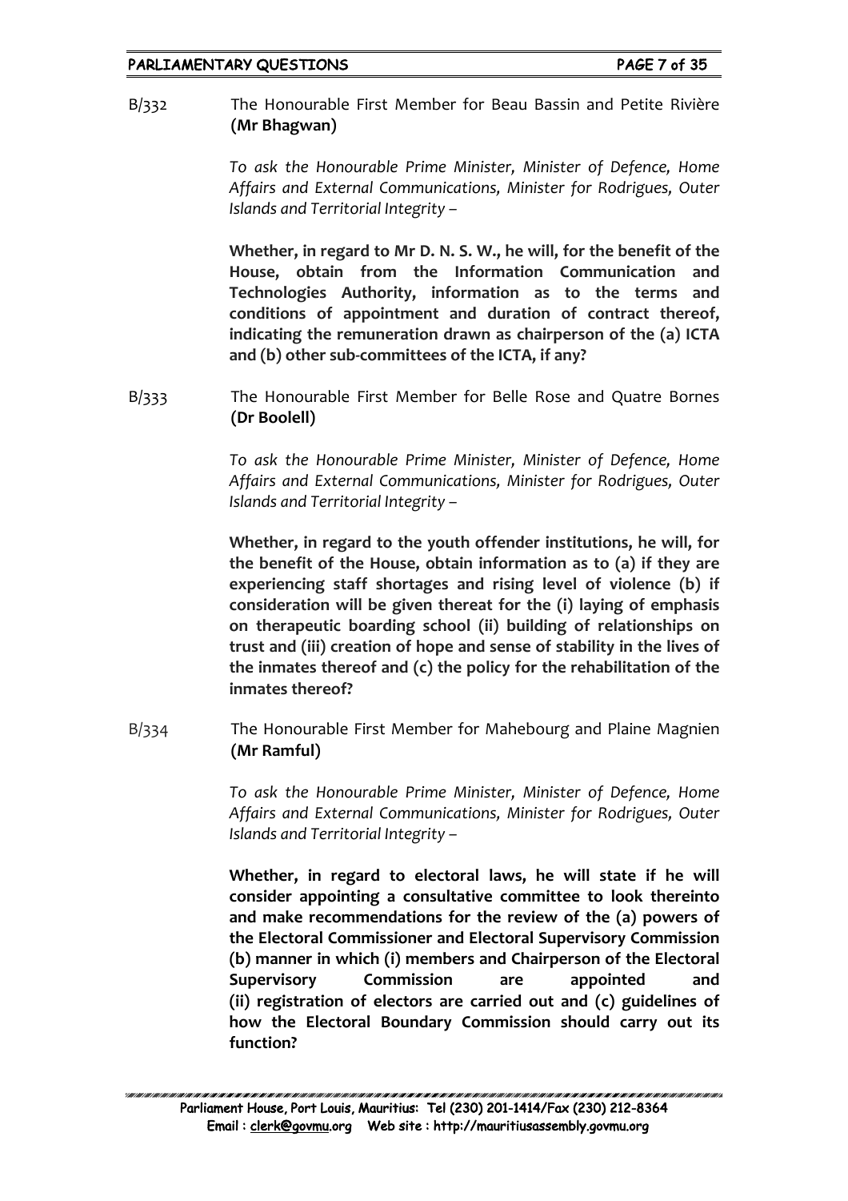B/332 The Honourable First Member for Beau Bassin and Petite Rivière **(Mr Bhagwan)**

*To ask the Honourable Prime Minister, Minister of Defence, Home Affairs and External Communications, Minister for Rodrigues, Outer Islands and Territorial Integrity –*

**Whether, in regard to Mr D. N. S. W., he will, for the benefit of the House, obtain from the Information Communication and Technologies Authority, information as to the terms and conditions of appointment and duration of contract thereof, indicating the remuneration drawn as chairperson of the (a) ICTA and (b) other sub-committees of the ICTA, if any?**

B/333 The Honourable First Member for Belle Rose and Quatre Bornes **(Dr Boolell)**

*To ask the Honourable Prime Minister, Minister of Defence, Home Affairs and External Communications, Minister for Rodrigues, Outer Islands and Territorial Integrity –*

**Whether, in regard to the youth offender institutions, he will, for the benefit of the House, obtain information as to (a) if they are experiencing staff shortages and rising level of violence (b) if consideration will be given thereat for the (i) laying of emphasis on therapeutic boarding school (ii) building of relationships on trust and (iii) creation of hope and sense of stability in the lives of the inmates thereof and (c) the policy for the rehabilitation of the inmates thereof?**

B/334 The Honourable First Member for Mahebourg and Plaine Magnien **(Mr Ramful)**

*To ask the Honourable Prime Minister, Minister of Defence, Home Affairs and External Communications, Minister for Rodrigues, Outer Islands and Territorial Integrity –*

**Whether, in regard to electoral laws, he will state if he will consider appointing a consultative committee to look thereinto and make recommendations for the review of the (a) powers of the Electoral Commissioner and Electoral Supervisory Commission (b) manner in which (i) members and Chairperson of the Electoral Supervisory Commission are appointed and (ii) registration of electors are carried out and (c) guidelines of how the Electoral Boundary Commission should carry out its function?**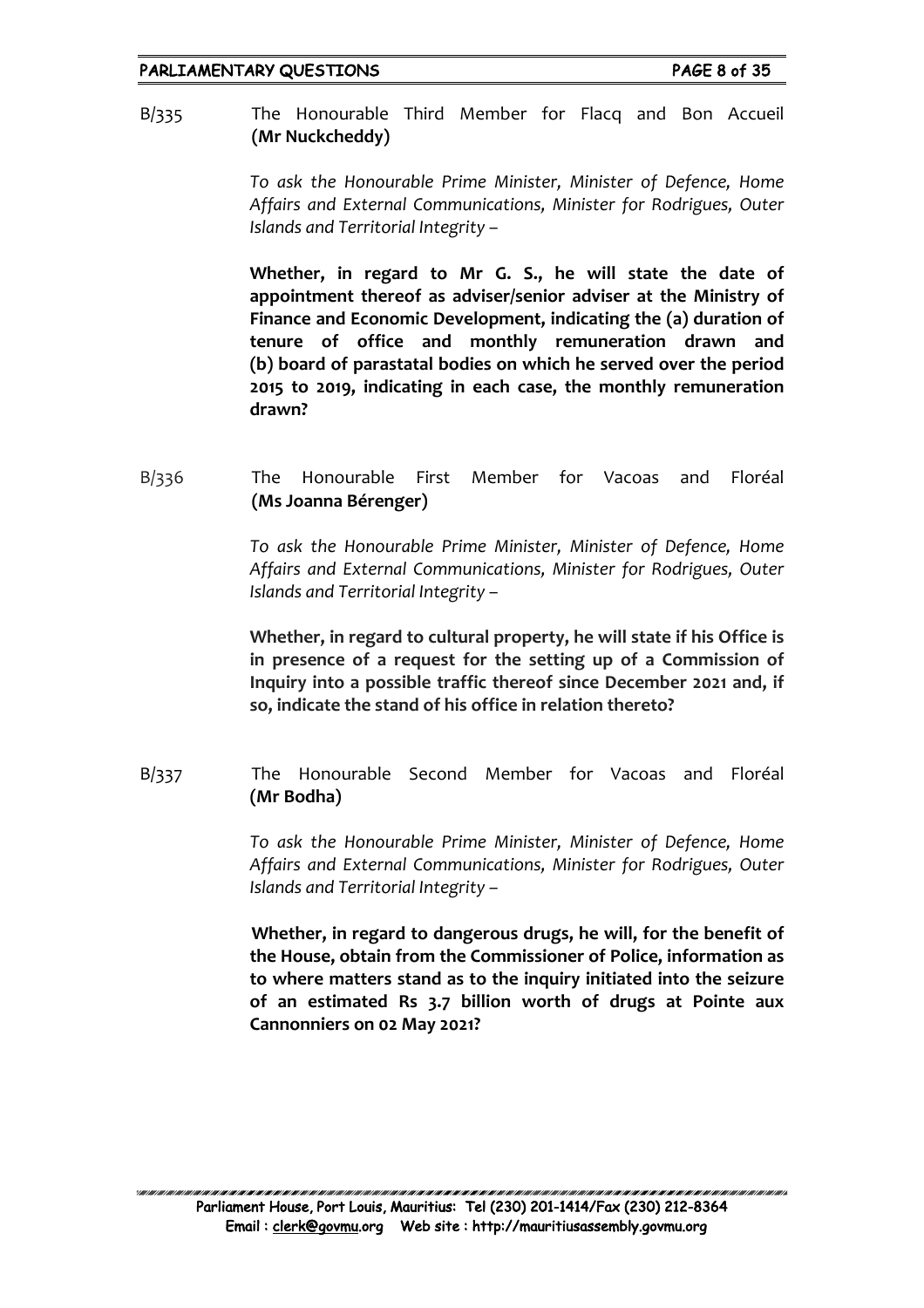B/335 The Honourable Third Member for Flacq and Bon Accueil **(Mr Nuckcheddy)**

*To ask the Honourable Prime Minister, Minister of Defence, Home Affairs and External Communications, Minister for Rodrigues, Outer Islands and Territorial Integrity –*

**Whether, in regard to Mr G. S., he will state the date of appointment thereof as adviser/senior adviser at the Ministry of Finance and Economic Development, indicating the (a) duration of tenure of office and monthly remuneration drawn and (b) board of parastatal bodies on which he served over the period 2015 to 2019, indicating in each case, the monthly remuneration drawn?**

B/336 The Honourable First Member for Vacoas and Floréal **(Ms Joanna Bérenger)**

*To ask the Honourable Prime Minister, Minister of Defence, Home Affairs and External Communications, Minister for Rodrigues, Outer Islands and Territorial Integrity –*

**Whether, in regard to cultural property, he will state if his Office is in presence of a request for the setting up of a Commission of Inquiry into a possible traffic thereof since December 2021 and, if so, indicate the stand of his office in relation thereto?**

B/337 The Honourable Second Member for Vacoas and Floréal **(Mr Bodha)**

*To ask the Honourable Prime Minister, Minister of Defence, Home Affairs and External Communications, Minister for Rodrigues, Outer Islands and Territorial Integrity –*

**Whether, in regard to dangerous drugs, he will, for the benefit of the House, obtain from the Commissioner of Police, information as to where matters stand as to the inquiry initiated into the seizure of an estimated Rs 3.7 billion worth of drugs at Pointe aux Cannonniers on 02 May 2021?**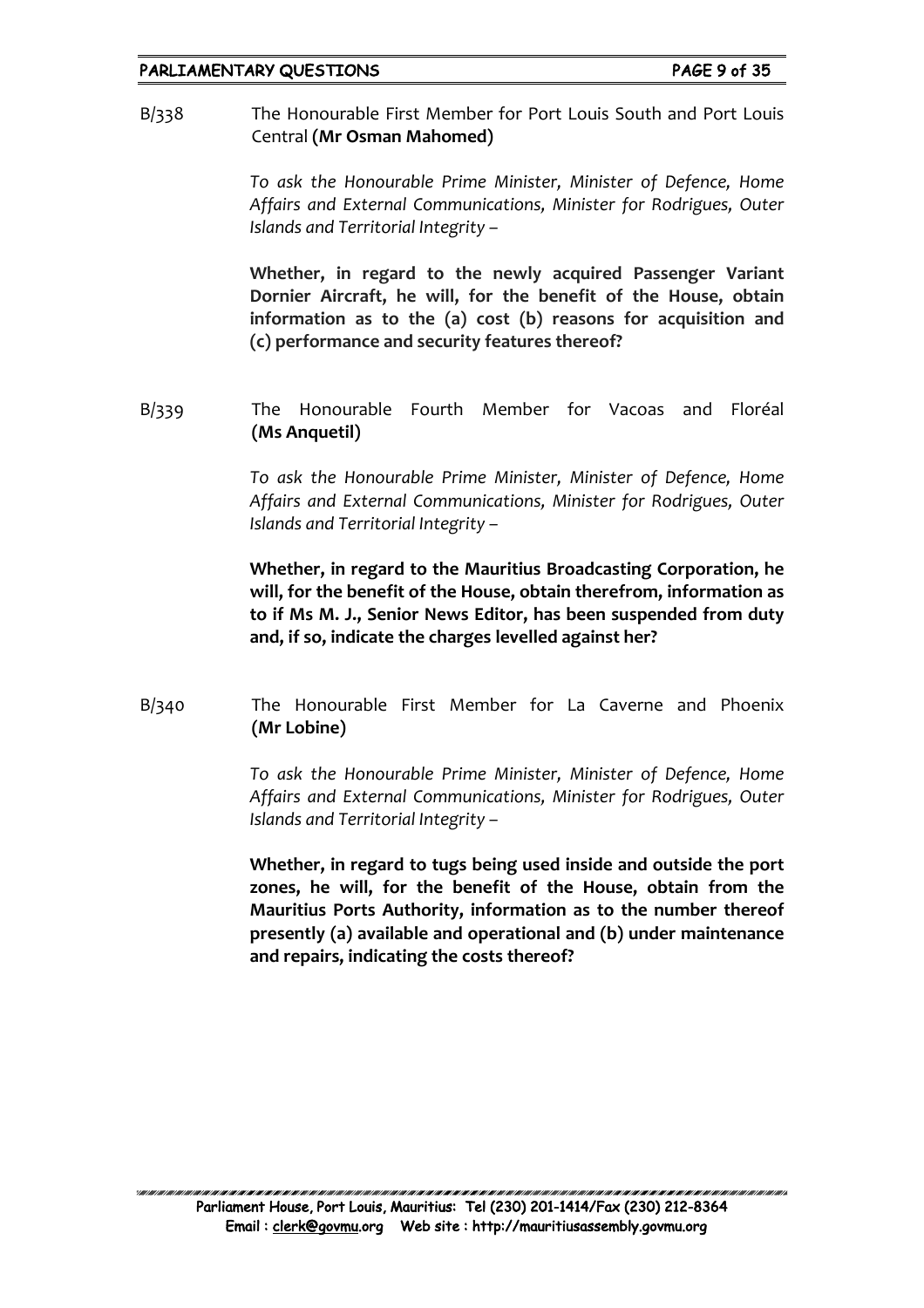B/338 The Honourable First Member for Port Louis South and Port Louis Central **(Mr Osman Mahomed)**

*To ask the Honourable Prime Minister, Minister of Defence, Home Affairs and External Communications, Minister for Rodrigues, Outer Islands and Territorial Integrity –*

**Whether, in regard to the newly acquired Passenger Variant Dornier Aircraft, he will, for the benefit of the House, obtain information as to the (a) cost (b) reasons for acquisition and (c) performance and security features thereof?**

B/339 The Honourable Fourth Member for Vacoas and Floréal **(Ms Anquetil)**

*To ask the Honourable Prime Minister, Minister of Defence, Home Affairs and External Communications, Minister for Rodrigues, Outer Islands and Territorial Integrity –*

**Whether, in regard to the Mauritius Broadcasting Corporation, he will, for the benefit of the House, obtain therefrom, information as to if Ms M. J., Senior News Editor, has been suspended from duty and, if so, indicate the charges levelled against her?**

B/340 The Honourable First Member for La Caverne and Phoenix **(Mr Lobine)**

*To ask the Honourable Prime Minister, Minister of Defence, Home Affairs and External Communications, Minister for Rodrigues, Outer Islands and Territorial Integrity –*

**Whether, in regard to tugs being used inside and outside the port zones, he will, for the benefit of the House, obtain from the Mauritius Ports Authority, information as to the number thereof presently (a) available and operational and (b) under maintenance and repairs, indicating the costs thereof?**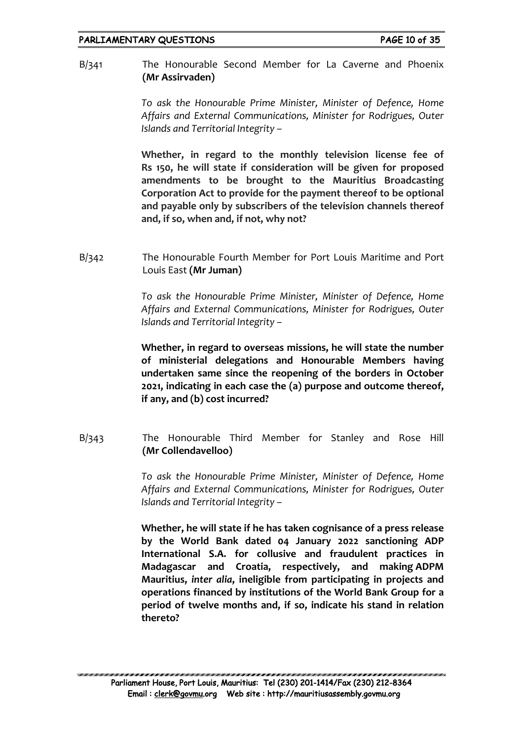B/341 The Honourable Second Member for La Caverne and Phoenix **(Mr Assirvaden)**

*To ask the Honourable Prime Minister, Minister of Defence, Home Affairs and External Communications, Minister for Rodrigues, Outer Islands and Territorial Integrity –*

**Whether, in regard to the monthly television license fee of Rs 150, he will state if consideration will be given for proposed amendments to be brought to the Mauritius Broadcasting Corporation Act to provide for the payment thereof to be optional and payable only by subscribers of the television channels thereof and, if so, when and, if not, why not?**

B/342 The Honourable Fourth Member for Port Louis Maritime and Port Louis East **(Mr Juman)**

*To ask the Honourable Prime Minister, Minister of Defence, Home Affairs and External Communications, Minister for Rodrigues, Outer Islands and Territorial Integrity –*

**Whether, in regard to overseas missions, he will state the number of ministerial delegations and Honourable Members having undertaken same since the reopening of the borders in October 2021, indicating in each case the (a) purpose and outcome thereof, if any, and (b) cost incurred?**

B/343 The Honourable Third Member for Stanley and Rose Hill **(Mr Collendavelloo)**

*To ask the Honourable Prime Minister, Minister of Defence, Home Affairs and External Communications, Minister for Rodrigues, Outer Islands and Territorial Integrity –*

**Whether, he will state if he has taken cognisance of a press release by the World Bank dated 04 January 2022 sanctioning ADP International S.A. for collusive and fraudulent practices in Madagascar and Croatia, respectively, and making ADPM Mauritius, *inter alia*, ineligible from participating in projects and operations financed by institutions of the World Bank Group for a period of twelve months and, if so, indicate his stand in relation thereto?**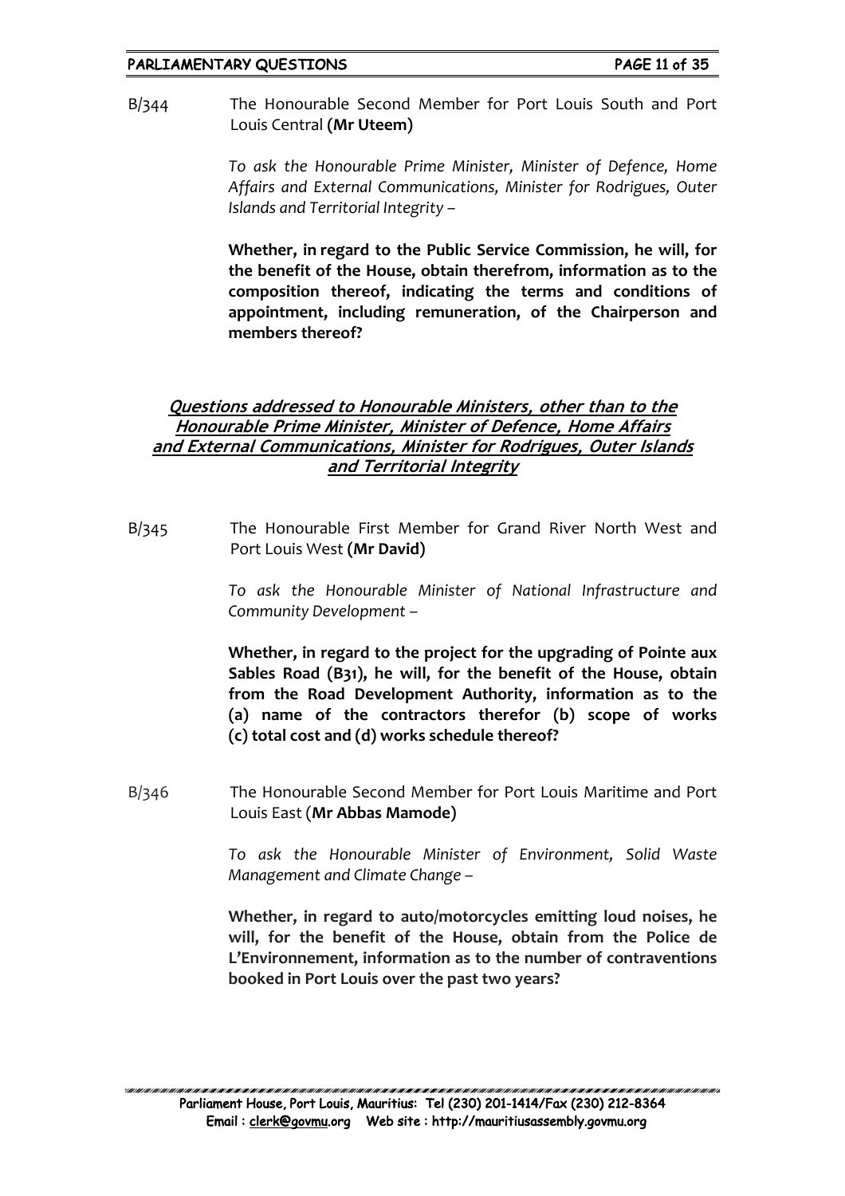B/344 The Honourable Second Member for Port Louis South and Port Louis Central **(Mr Uteem)**

*To ask the Honourable Prime Minister, Minister of Defence, Home Affairs and External Communications, Minister for Rodrigues, Outer Islands and Territorial Integrity –*

**Whether, in regard to the Public Service Commission, he will, for the benefit of the House, obtain therefrom, information as to the composition thereof, indicating the terms and conditions of appointment, including remuneration, of the Chairperson and members thereof?**

## ***Questions addressed to Honourable Ministers, other than to the Honourable Prime Minister, Minister of Defence, Home Affairs and External Communications, Minister for Rodrigues, Outer Islands and Territorial Integrity***

B/345 The Honourable First Member for Grand River North West and Port Louis West **(Mr David)**

*To ask the Honourable Minister of National Infrastructure and Community Development –*

**Whether, in regard to the project for the upgrading of Pointe aux Sables Road (B31), he will, for the benefit of the House, obtain from the Road Development Authority, information as to the (a) name of the contractors therefor (b) scope of works (c) total cost and (d) works schedule thereof?**

B/346 The Honourable Second Member for Port Louis Maritime and Port Louis East (**Mr Abbas Mamode)**

*To ask the Honourable Minister of Environment, Solid Waste Management and Climate Change –*

**Whether, in regard to auto/motorcycles emitting loud noises, he will, for the benefit of the House, obtain from the Police de L'Environnement, information as to the number of contraventions booked in Port Louis over the past two years?**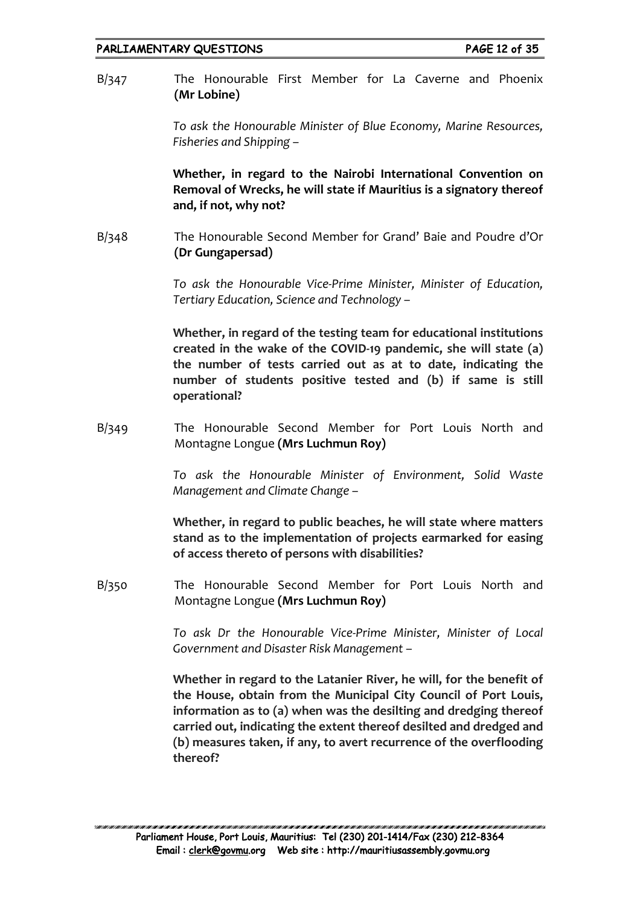B/347 The Honourable First Member for La Caverne and Phoenix **(Mr Lobine)**

*To ask the Honourable Minister of Blue Economy, Marine Resources, Fisheries and Shipping –*

**Whether, in regard to the Nairobi International Convention on Removal of Wrecks, he will state if Mauritius is a signatory thereof and, if not, why not?**

B/348 The Honourable Second Member for Grand' Baie and Poudre d'Or **(Dr Gungapersad)**

*To ask the Honourable Vice-Prime Minister, Minister of Education, Tertiary Education, Science and Technology –*

**Whether, in regard of the testing team for educational institutions created in the wake of the COVID-19 pandemic, she will state (a) the number of tests carried out as at to date, indicating the number of students positive tested and (b) if same is still operational?**

B/349 The Honourable Second Member for Port Louis North and Montagne Longue **(Mrs Luchmun Roy)**

*To ask the Honourable Minister of Environment, Solid Waste Management and Climate Change –*

**Whether, in regard to public beaches, he will state where matters stand as to the implementation of projects earmarked for easing of access thereto of persons with disabilities?**

B/350 The Honourable Second Member for Port Louis North and Montagne Longue **(Mrs Luchmun Roy)**

*To ask Dr the Honourable Vice-Prime Minister, Minister of Local Government and Disaster Risk Management –*

**Whether in regard to the Latanier River, he will, for the benefit of the House, obtain from the Municipal City Council of Port Louis, information as to (a) when was the desilting and dredging thereof carried out, indicating the extent thereof desilted and dredged and (b) measures taken, if any, to avert recurrence of the overflooding thereof?**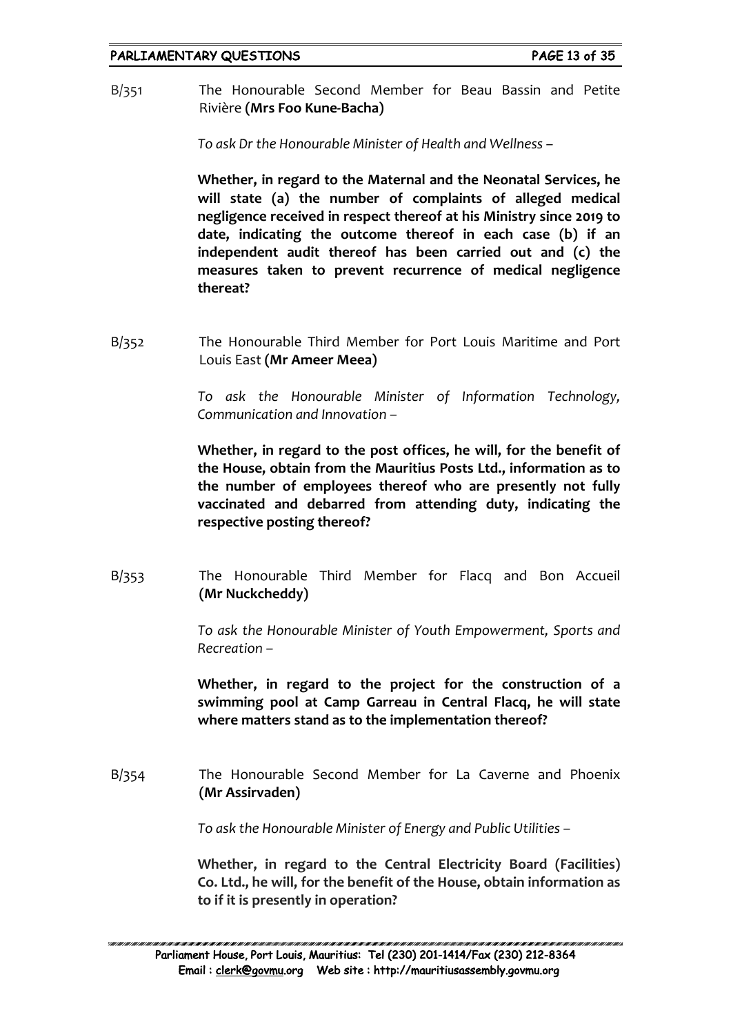B/351 The Honourable Second Member for Beau Bassin and Petite Rivière **(Mrs Foo Kune-Bacha)**

*To ask Dr the Honourable Minister of Health and Wellness –*

**Whether, in regard to the Maternal and the Neonatal Services, he will state (a) the number of complaints of alleged medical negligence received in respect thereof at his Ministry since 2019 to date, indicating the outcome thereof in each case (b) if an independent audit thereof has been carried out and (c) the measures taken to prevent recurrence of medical negligence thereat?**

B/352 The Honourable Third Member for Port Louis Maritime and Port Louis East **(Mr Ameer Meea)**

*To ask the Honourable Minister of Information Technology, Communication and Innovation –*

**Whether, in regard to the post offices, he will, for the benefit of the House, obtain from the Mauritius Posts Ltd., information as to the number of employees thereof who are presently not fully vaccinated and debarred from attending duty, indicating the respective posting thereof?**

B/353 The Honourable Third Member for Flacq and Bon Accueil **(Mr Nuckcheddy)**

*To ask the Honourable Minister of Youth Empowerment, Sports and Recreation –*

**Whether, in regard to the project for the construction of a swimming pool at Camp Garreau in Central Flacq, he will state where matters stand as to the implementation thereof?**

B/354 The Honourable Second Member for La Caverne and Phoenix **(Mr Assirvaden)**

*To ask the Honourable Minister of Energy and Public Utilities –*

**Whether, in regard to the Central Electricity Board (Facilities) Co. Ltd., he will, for the benefit of the House, obtain information as to if it is presently in operation?**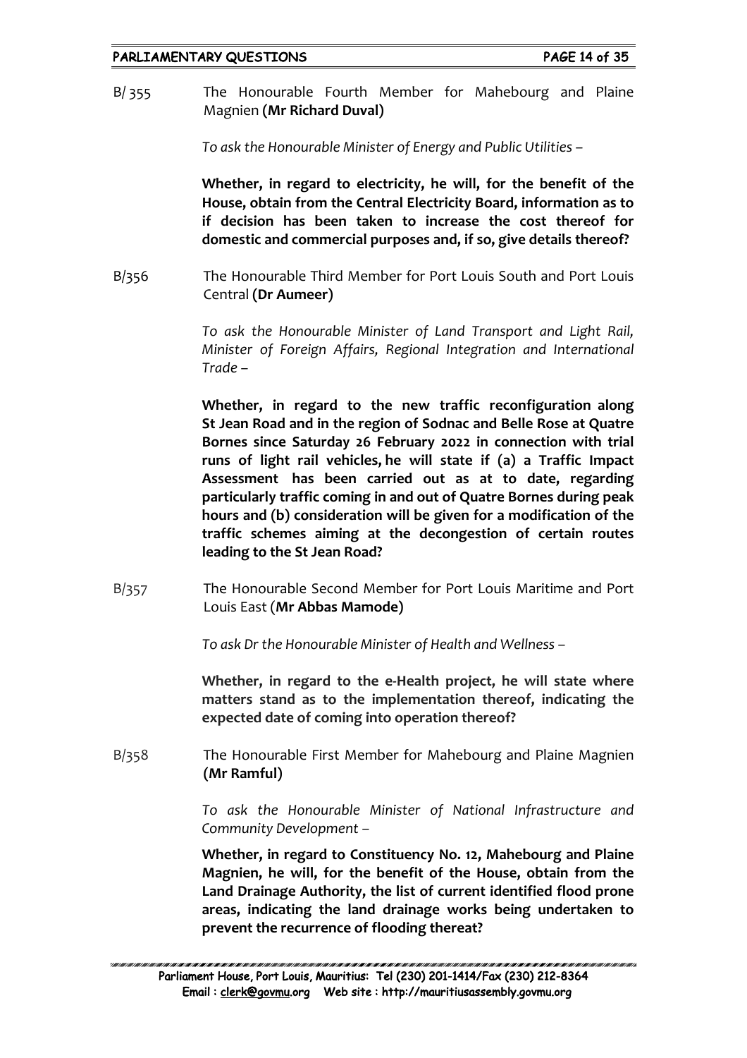B/ 355 The Honourable Fourth Member for Mahebourg and Plaine Magnien **(Mr Richard Duval)**

*To ask the Honourable Minister of Energy and Public Utilities –*

**Whether, in regard to electricity, he will, for the benefit of the House, obtain from the Central Electricity Board, information as to if decision has been taken to increase the cost thereof for domestic and commercial purposes and, if so, give details thereof?**

B/356 The Honourable Third Member for Port Louis South and Port Louis Central **(Dr Aumeer)**

*To ask the Honourable Minister of Land Transport and Light Rail, Minister of Foreign Affairs, Regional Integration and International Trade –*

**Whether, in regard to the new traffic reconfiguration along St Jean Road and in the region of Sodnac and Belle Rose at Quatre Bornes since Saturday 26 February 2022 in connection with trial runs of light rail vehicles, he will state if (a) a Traffic Impact Assessment has been carried out as at to date, regarding particularly traffic coming in and out of Quatre Bornes during peak hours and (b) consideration will be given for a modification of the traffic schemes aiming at the decongestion of certain routes leading to the St Jean Road?**

B/357 The Honourable Second Member for Port Louis Maritime and Port Louis East (**Mr Abbas Mamode)**

*To ask Dr the Honourable Minister of Health and Wellness –*

**Whether, in regard to the e-Health project, he will state where matters stand as to the implementation thereof, indicating the expected date of coming into operation thereof?**

B/358 The Honourable First Member for Mahebourg and Plaine Magnien **(Mr Ramful)**

*To ask the Honourable Minister of National Infrastructure and Community Development –*

**Whether, in regard to Constituency No. 12, Mahebourg and Plaine Magnien, he will, for the benefit of the House, obtain from the Land Drainage Authority, the list of current identified flood prone areas, indicating the land drainage works being undertaken to prevent the recurrence of flooding thereat?**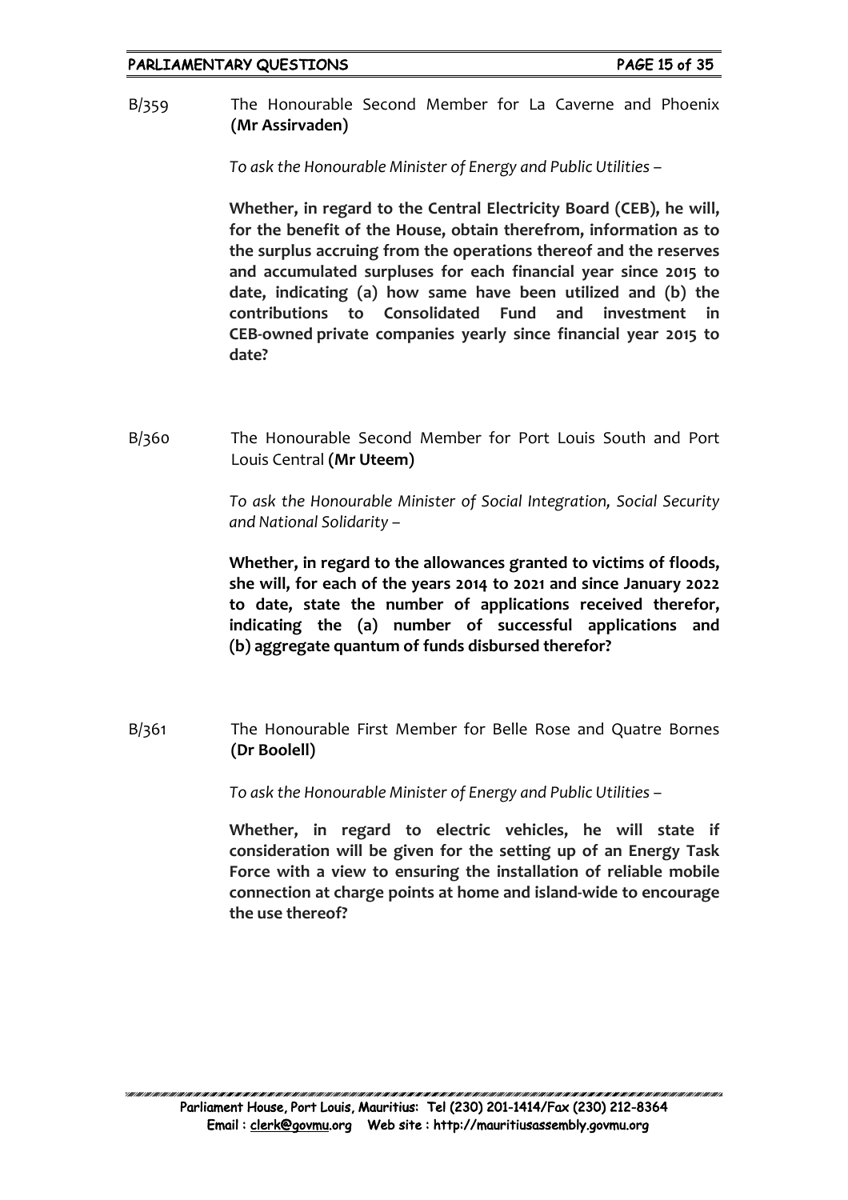B/359 The Honourable Second Member for La Caverne and Phoenix **(Mr Assirvaden)**

*To ask the Honourable Minister of Energy and Public Utilities –*

**Whether, in regard to the Central Electricity Board (CEB), he will, for the benefit of the House, obtain therefrom, information as to the surplus accruing from the operations thereof and the reserves and accumulated surpluses for each financial year since 2015 to date, indicating (a) how same have been utilized and (b) the contributions to Consolidated Fund and investment in CEB-owned private companies yearly since financial year 2015 to date?**

B/360 The Honourable Second Member for Port Louis South and Port Louis Central **(Mr Uteem)**

*To ask the Honourable Minister of Social Integration, Social Security and National Solidarity –*

**Whether, in regard to the allowances granted to victims of floods, she will, for each of the years 2014 to 2021 and since January 2022 to date, state the number of applications received therefor, indicating the (a) number of successful applications and (b) aggregate quantum of funds disbursed therefor?**

B/361 The Honourable First Member for Belle Rose and Quatre Bornes **(Dr Boolell)**

*To ask the Honourable Minister of Energy and Public Utilities –*

**Whether, in regard to electric vehicles, he will state if consideration will be given for the setting up of an Energy Task Force with a view to ensuring the installation of reliable mobile connection at charge points at home and island-wide to encourage the use thereof?**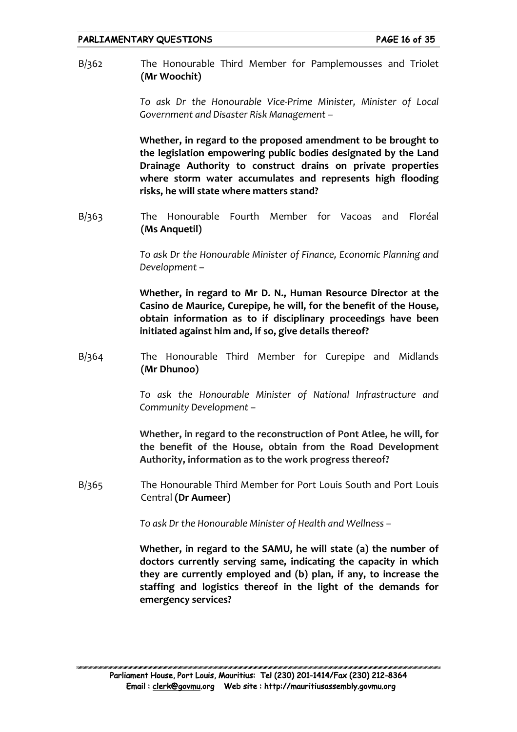B/362 The Honourable Third Member for Pamplemousses and Triolet **(Mr Woochit)**

*To ask Dr the Honourable Vice-Prime Minister, Minister of Local Government and Disaster Risk Management –*

**Whether, in regard to the proposed amendment to be brought to the legislation empowering public bodies designated by the Land Drainage Authority to construct drains on private properties where storm water accumulates and represents high flooding risks, he will state where matters stand?**

B/363 The Honourable Fourth Member for Vacoas and Floréal **(Ms Anquetil)**

*To ask Dr the Honourable Minister of Finance, Economic Planning and Development –*

**Whether, in regard to Mr D. N., Human Resource Director at the Casino de Maurice, Curepipe, he will, for the benefit of the House, obtain information as to if disciplinary proceedings have been initiated against him and, if so, give details thereof?**

B/364 The Honourable Third Member for Curepipe and Midlands **(Mr Dhunoo)**

*To ask the Honourable Minister of National Infrastructure and Community Development –*

**Whether, in regard to the reconstruction of Pont Atlee, he will, for the benefit of the House, obtain from the Road Development Authority, information as to the work progress thereof?**

B/365 The Honourable Third Member for Port Louis South and Port Louis Central **(Dr Aumeer)**

*To ask Dr the Honourable Minister of Health and Wellness –*

**Whether, in regard to the SAMU, he will state (a) the number of doctors currently serving same, indicating the capacity in which they are currently employed and (b) plan, if any, to increase the staffing and logistics thereof in the light of the demands for emergency services?**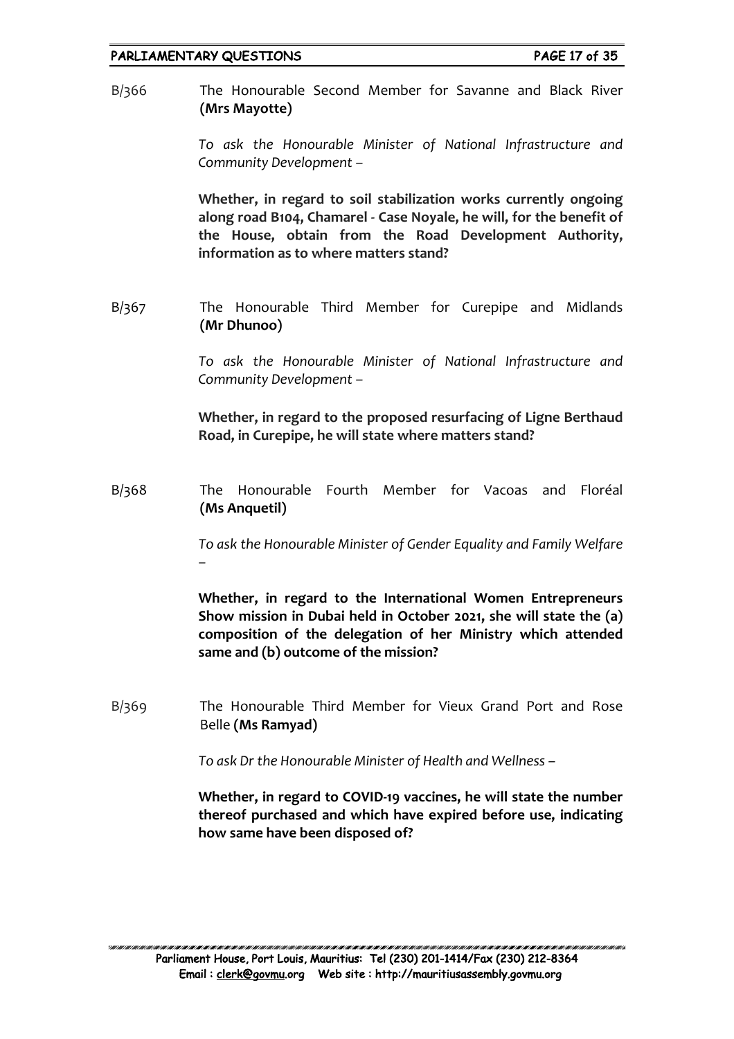B/366 The Honourable Second Member for Savanne and Black River **(Mrs Mayotte)**

*To ask the Honourable Minister of National Infrastructure and Community Development –*

**Whether, in regard to soil stabilization works currently ongoing along road B104, Chamarel - Case Noyale, he will, for the benefit of the House, obtain from the Road Development Authority, information as to where matters stand?**

B/367 The Honourable Third Member for Curepipe and Midlands **(Mr Dhunoo)**

*To ask the Honourable Minister of National Infrastructure and Community Development –*

**Whether, in regard to the proposed resurfacing of Ligne Berthaud Road, in Curepipe, he will state where matters stand?**

B/368 The Honourable Fourth Member for Vacoas and Floréal **(Ms Anquetil)**

*To ask the Honourable Minister of Gender Equality and Family Welfare –*

**Whether, in regard to the International Women Entrepreneurs Show mission in Dubai held in October 2021, she will state the (a) composition of the delegation of her Ministry which attended same and (b) outcome of the mission?**

B/369 The Honourable Third Member for Vieux Grand Port and Rose Belle **(Ms Ramyad)**

*To ask Dr the Honourable Minister of Health and Wellness –*

**Whether, in regard to COVID-19 vaccines, he will state the number thereof purchased and which have expired before use, indicating how same have been disposed of?**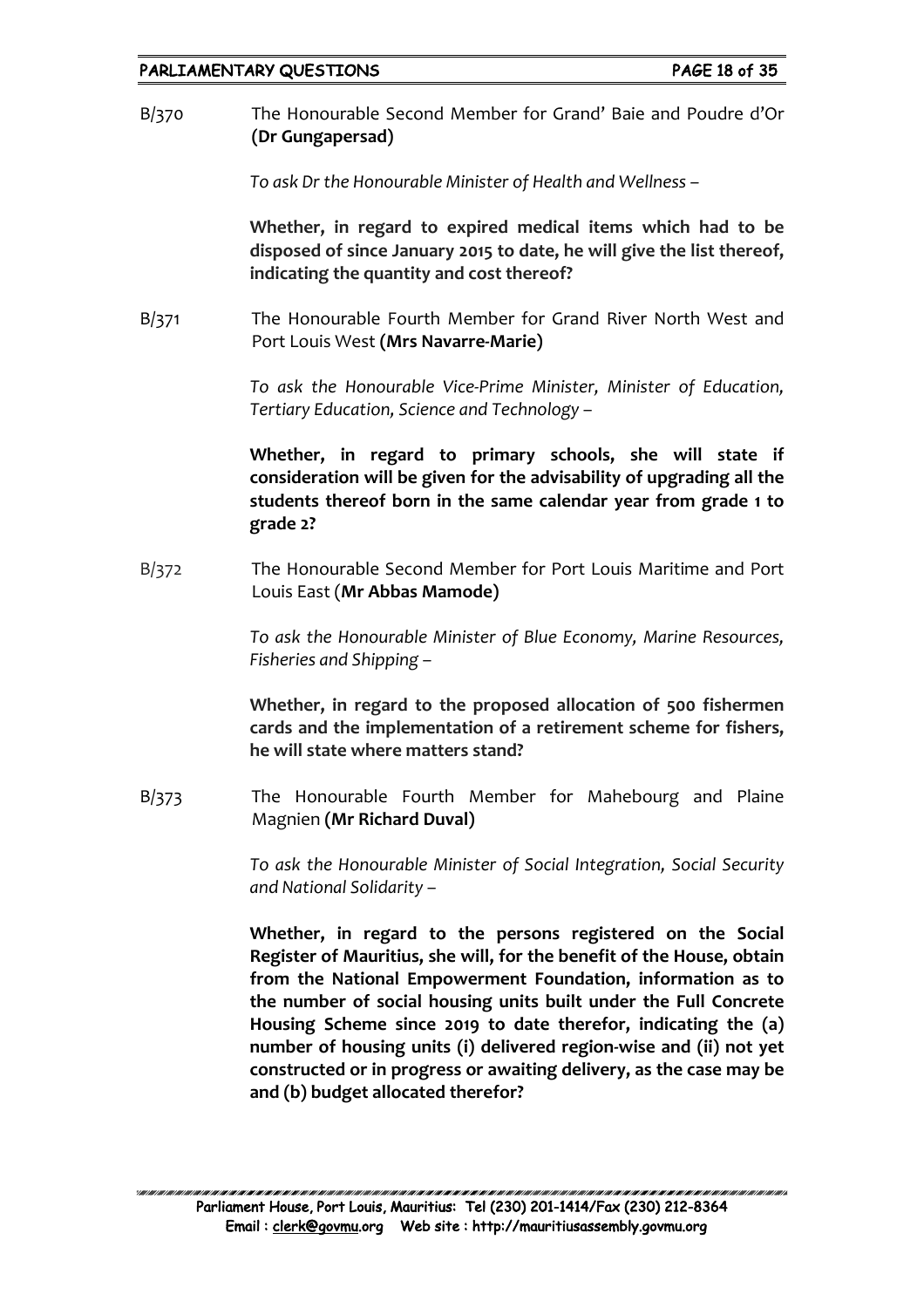B/370 The Honourable Second Member for Grand' Baie and Poudre d'Or **(Dr Gungapersad)**

*To ask Dr the Honourable Minister of Health and Wellness –*

**Whether, in regard to expired medical items which had to be disposed of since January 2015 to date, he will give the list thereof, indicating the quantity and cost thereof?**

B/371 The Honourable Fourth Member for Grand River North West and Port Louis West **(Mrs Navarre-Marie)**

*To ask the Honourable Vice-Prime Minister, Minister of Education, Tertiary Education, Science and Technology –*

**Whether, in regard to primary schools, she will state if consideration will be given for the advisability of upgrading all the students thereof born in the same calendar year from grade 1 to grade 2?**

B/372 The Honourable Second Member for Port Louis Maritime and Port Louis East (**Mr Abbas Mamode)**

*To ask the Honourable Minister of Blue Economy, Marine Resources, Fisheries and Shipping –*

**Whether, in regard to the proposed allocation of 500 fishermen cards and the implementation of a retirement scheme for fishers, he will state where matters stand?**

B/373 The Honourable Fourth Member for Mahebourg and Plaine Magnien **(Mr Richard Duval)**

*To ask the Honourable Minister of Social Integration, Social Security and National Solidarity –*

**Whether, in regard to the persons registered on the Social Register of Mauritius, she will, for the benefit of the House, obtain from the National Empowerment Foundation, information as to the number of social housing units built under the Full Concrete Housing Scheme since 2019 to date therefor, indicating the (a) number of housing units (i) delivered region-wise and (ii) not yet constructed or in progress or awaiting delivery, as the case may be and (b) budget allocated therefor?**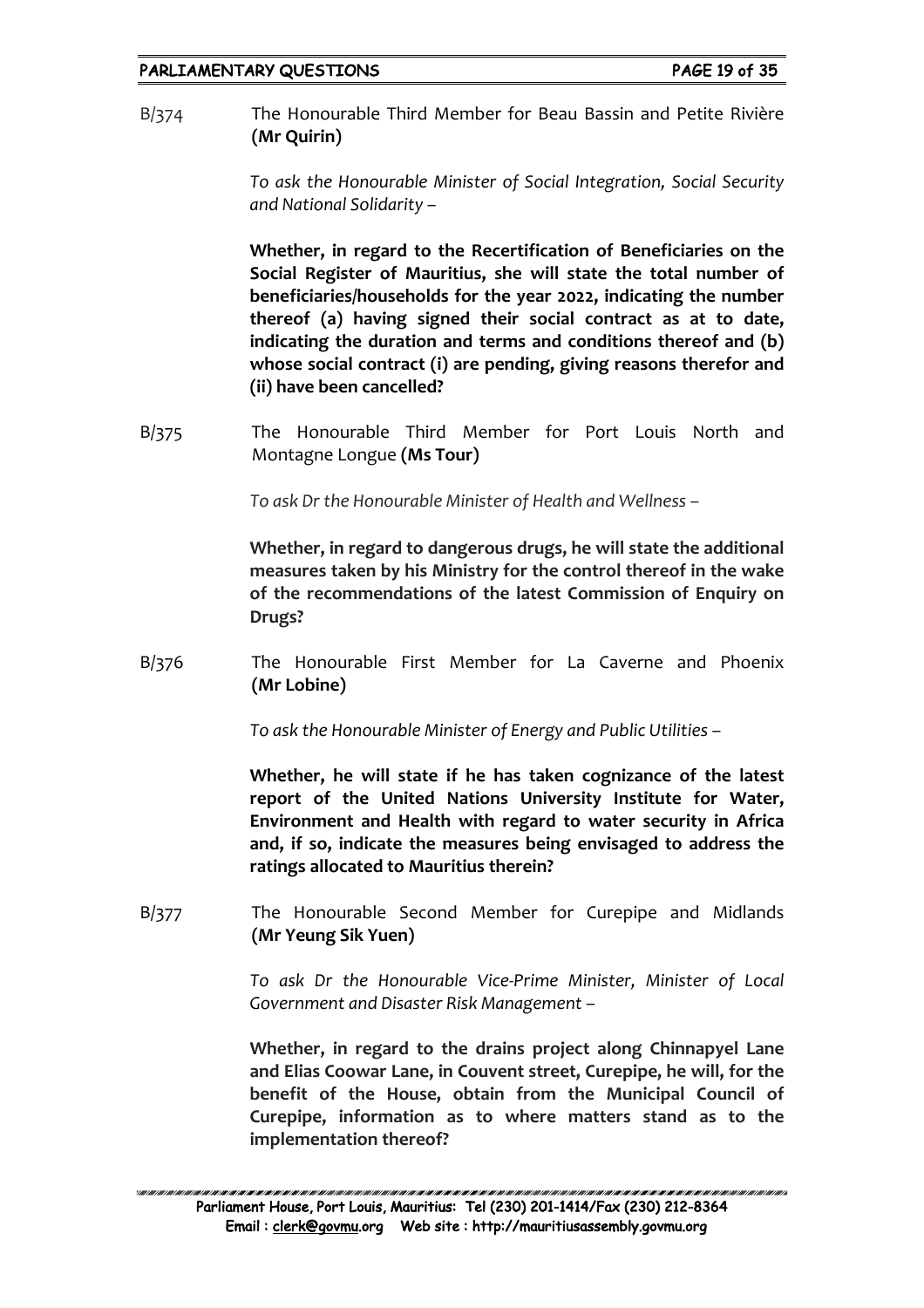B/374 The Honourable Third Member for Beau Bassin and Petite Rivière **(Mr Quirin)**

*To ask the Honourable Minister of Social Integration, Social Security and National Solidarity –*

**Whether, in regard to the Recertification of Beneficiaries on the Social Register of Mauritius, she will state the total number of beneficiaries/households for the year 2022, indicating the number thereof (a) having signed their social contract as at to date, indicating the duration and terms and conditions thereof and (b) whose social contract (i) are pending, giving reasons therefor and (ii) have been cancelled?**

B/375 The Honourable Third Member for Port Louis North and Montagne Longue **(Ms Tour)**

*To ask Dr the Honourable Minister of Health and Wellness –*

**Whether, in regard to dangerous drugs, he will state the additional measures taken by his Ministry for the control thereof in the wake of the recommendations of the latest Commission of Enquiry on Drugs?**

B/376 The Honourable First Member for La Caverne and Phoenix **(Mr Lobine)**

*To ask the Honourable Minister of Energy and Public Utilities –*

**Whether, he will state if he has taken cognizance of the latest report of the United Nations University Institute for Water, Environment and Health with regard to water security in Africa and, if so, indicate the measures being envisaged to address the ratings allocated to Mauritius therein?**

B/377 The Honourable Second Member for Curepipe and Midlands **(Mr Yeung Sik Yuen)**

*To ask Dr the Honourable Vice-Prime Minister, Minister of Local Government and Disaster Risk Management –*

**Whether, in regard to the drains project along Chinnapyel Lane and Elias Coowar Lane, in Couvent street, Curepipe, he will, for the benefit of the House, obtain from the Municipal Council of Curepipe, information as to where matters stand as to the implementation thereof?**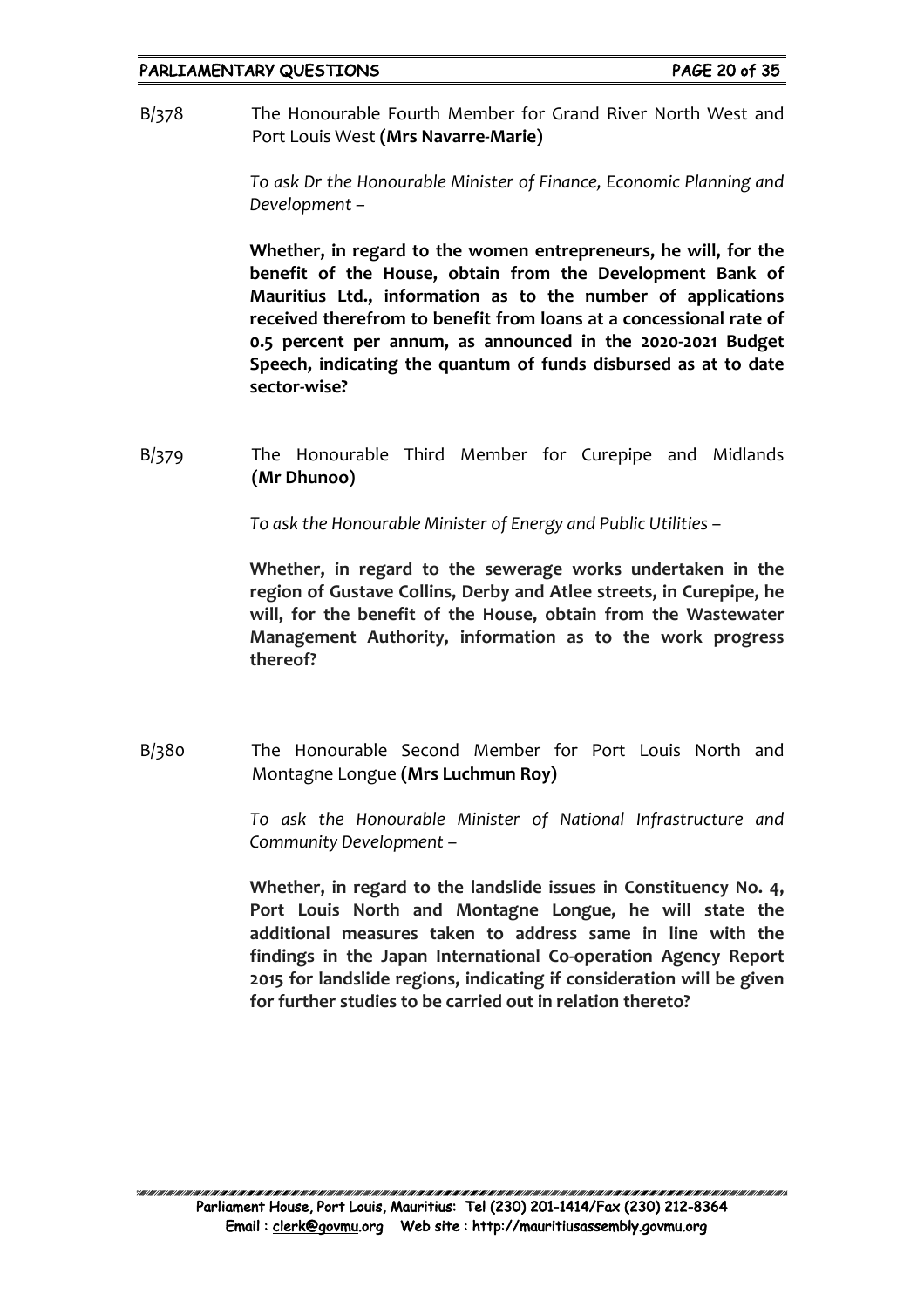B/378 The Honourable Fourth Member for Grand River North West and Port Louis West **(Mrs Navarre-Marie)**

*To ask Dr the Honourable Minister of Finance, Economic Planning and Development –*

**Whether, in regard to the women entrepreneurs, he will, for the benefit of the House, obtain from the Development Bank of Mauritius Ltd., information as to the number of applications received therefrom to benefit from loans at a concessional rate of 0.5 percent per annum, as announced in the 2020-2021 Budget Speech, indicating the quantum of funds disbursed as at to date sector-wise?**

B/379 The Honourable Third Member for Curepipe and Midlands **(Mr Dhunoo)**

*To ask the Honourable Minister of Energy and Public Utilities –*

**Whether, in regard to the sewerage works undertaken in the region of Gustave Collins, Derby and Atlee streets, in Curepipe, he will, for the benefit of the House, obtain from the Wastewater Management Authority, information as to the work progress thereof?**

B/380 The Honourable Second Member for Port Louis North and Montagne Longue **(Mrs Luchmun Roy)**

*To ask the Honourable Minister of National Infrastructure and Community Development –*

**Whether, in regard to the landslide issues in Constituency No. 4, Port Louis North and Montagne Longue, he will state the additional measures taken to address same in line with the findings in the Japan International Co-operation Agency Report 2015 for landslide regions, indicating if consideration will be given for further studies to be carried out in relation thereto?**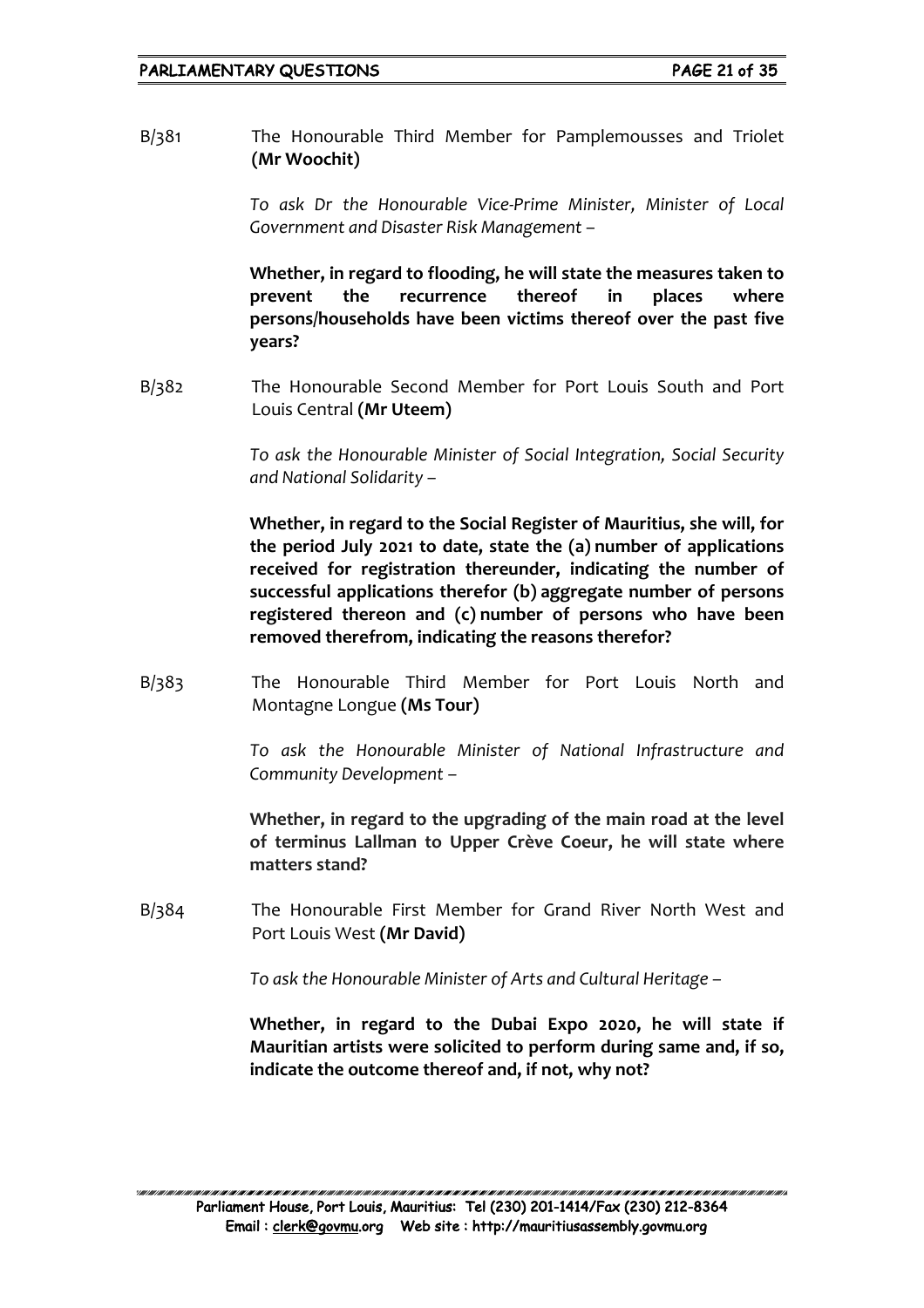B/381 The Honourable Third Member for Pamplemousses and Triolet **(Mr Woochit)**

*To ask Dr the Honourable Vice-Prime Minister, Minister of Local Government and Disaster Risk Management –*

**Whether, in regard to flooding, he will state the measures taken to prevent the recurrence thereof in places where persons/households have been victims thereof over the past five years?**

B/382 The Honourable Second Member for Port Louis South and Port Louis Central **(Mr Uteem)**

*To ask the Honourable Minister of Social Integration, Social Security and National Solidarity –*

**Whether, in regard to the Social Register of Mauritius, she will, for the period July 2021 to date, state the (a) number of applications received for registration thereunder, indicating the number of successful applications therefor (b) aggregate number of persons registered thereon and (c) number of persons who have been removed therefrom, indicating the reasons therefor?**

B/383 The Honourable Third Member for Port Louis North and Montagne Longue **(Ms Tour)**

*To ask the Honourable Minister of National Infrastructure and Community Development –*

**Whether, in regard to the upgrading of the main road at the level of terminus Lallman to Upper Crève Coeur, he will state where matters stand?**

B/384 The Honourable First Member for Grand River North West and Port Louis West **(Mr David)**

*To ask the Honourable Minister of Arts and Cultural Heritage –*

**Whether, in regard to the Dubai Expo 2020, he will state if Mauritian artists were solicited to perform during same and, if so, indicate the outcome thereof and, if not, why not?**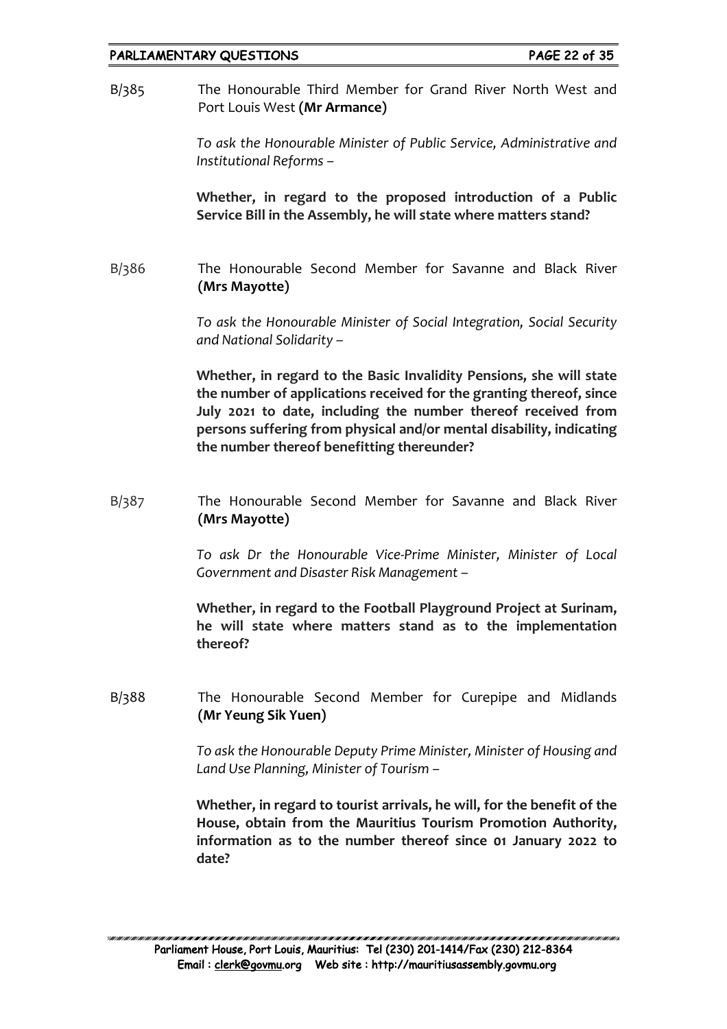B/385 The Honourable Third Member for Grand River North West and Port Louis West **(Mr Armance)**

*To ask the Honourable Minister of Public Service, Administrative and Institutional Reforms –*

**Whether, in regard to the proposed introduction of a Public Service Bill in the Assembly, he will state where matters stand?**

B/386 The Honourable Second Member for Savanne and Black River **(Mrs Mayotte)**

*To ask the Honourable Minister of Social Integration, Social Security and National Solidarity –*

**Whether, in regard to the Basic Invalidity Pensions, she will state the number of applications received for the granting thereof, since July 2021 to date, including the number thereof received from persons suffering from physical and/or mental disability, indicating the number thereof benefitting thereunder?**

B/387 The Honourable Second Member for Savanne and Black River **(Mrs Mayotte)**

*To ask Dr the Honourable Vice-Prime Minister, Minister of Local Government and Disaster Risk Management –*

**Whether, in regard to the Football Playground Project at Surinam, he will state where matters stand as to the implementation thereof?**

B/388 The Honourable Second Member for Curepipe and Midlands **(Mr Yeung Sik Yuen)**

*To ask the Honourable Deputy Prime Minister, Minister of Housing and Land Use Planning, Minister of Tourism –*

**Whether, in regard to tourist arrivals, he will, for the benefit of the House, obtain from the Mauritius Tourism Promotion Authority, information as to the number thereof since 01 January 2022 to date?**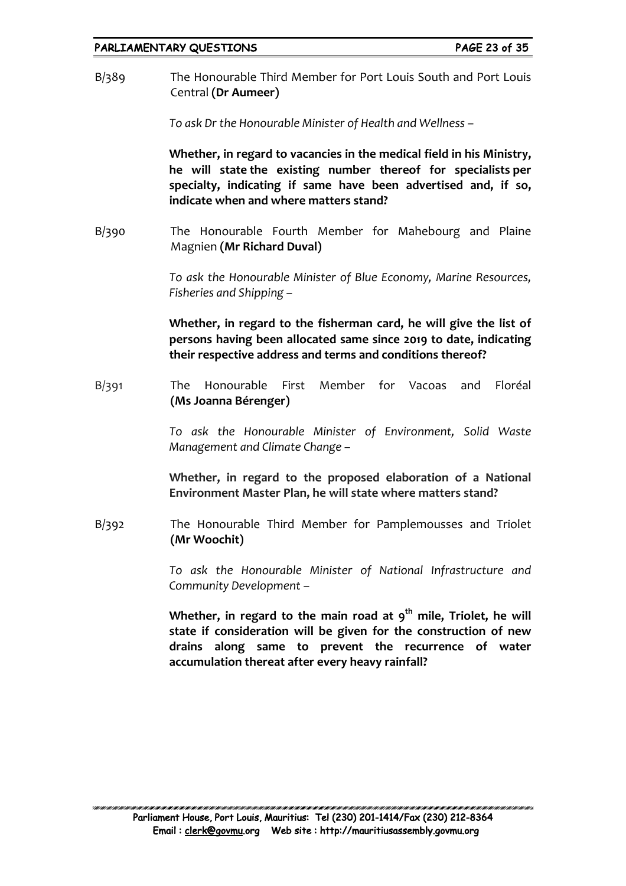B/389 The Honourable Third Member for Port Louis South and Port Louis Central **(Dr Aumeer)**

*To ask Dr the Honourable Minister of Health and Wellness –*

**Whether, in regard to vacancies in the medical field in his Ministry, he will state the existing number thereof for specialists per specialty, indicating if same have been advertised and, if so, indicate when and where matters stand?**

B/390 The Honourable Fourth Member for Mahebourg and Plaine Magnien **(Mr Richard Duval)**

*To ask the Honourable Minister of Blue Economy, Marine Resources, Fisheries and Shipping –*

**Whether, in regard to the fisherman card, he will give the list of persons having been allocated same since 2019 to date, indicating their respective address and terms and conditions thereof?**

B/391 The Honourable First Member for Vacoas and Floréal **(Ms Joanna Bérenger)**

*To ask the Honourable Minister of Environment, Solid Waste Management and Climate Change –*

**Whether, in regard to the proposed elaboration of a National Environment Master Plan, he will state where matters stand?**

B/392 The Honourable Third Member for Pamplemousses and Triolet **(Mr Woochit)**

*To ask the Honourable Minister of National Infrastructure and Community Development –*

**Whether, in regard to the main road at 9th mile, Triolet, he will state if consideration will be given for the construction of new drains along same to prevent the recurrence of water accumulation thereat after every heavy rainfall?**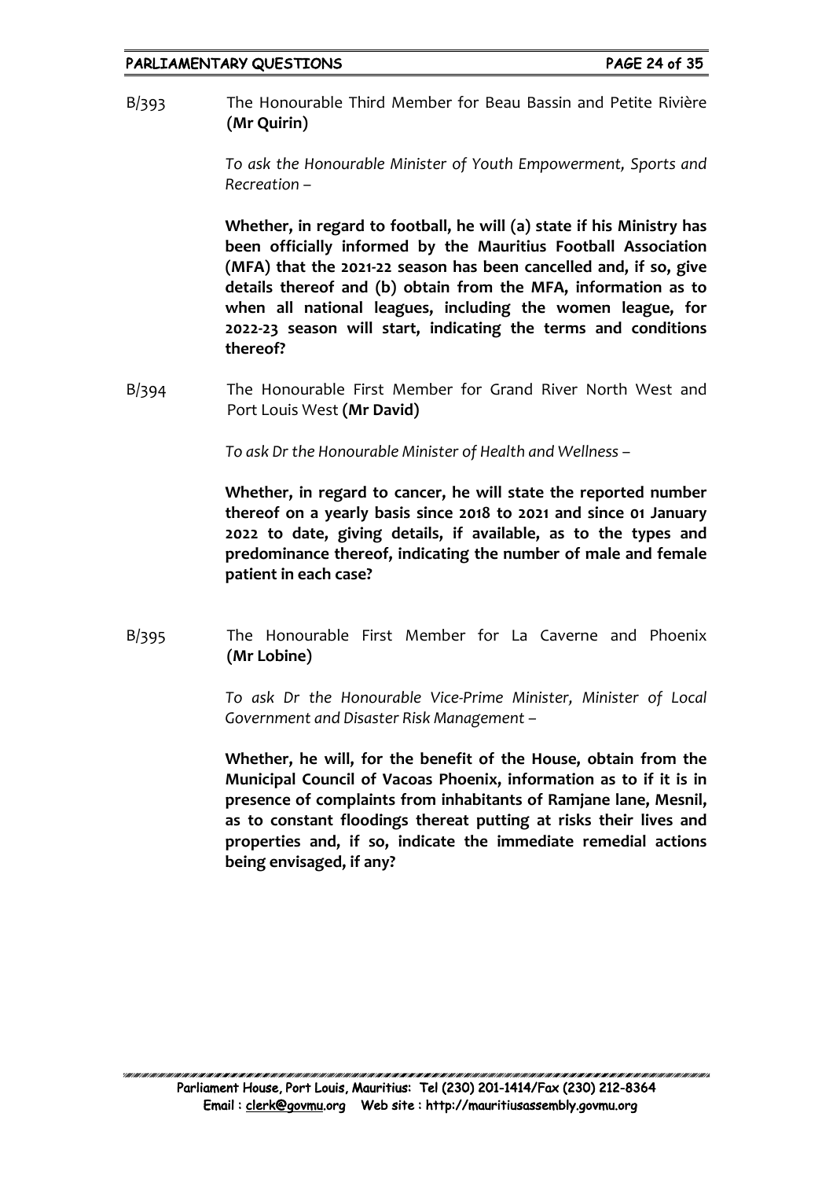B/393 The Honourable Third Member for Beau Bassin and Petite Rivière **(Mr Quirin)**

*To ask the Honourable Minister of Youth Empowerment, Sports and Recreation –*

**Whether, in regard to football, he will (a) state if his Ministry has been officially informed by the Mauritius Football Association (MFA) that the 2021-22 season has been cancelled and, if so, give details thereof and (b) obtain from the MFA, information as to when all national leagues, including the women league, for 2022-23 season will start, indicating the terms and conditions thereof?**

B/394 The Honourable First Member for Grand River North West and Port Louis West **(Mr David)**

*To ask Dr the Honourable Minister of Health and Wellness –*

**Whether, in regard to cancer, he will state the reported number thereof on a yearly basis since 2018 to 2021 and since 01 January 2022 to date, giving details, if available, as to the types and predominance thereof, indicating the number of male and female patient in each case?**

B/395 The Honourable First Member for La Caverne and Phoenix **(Mr Lobine)**

*To ask Dr the Honourable Vice-Prime Minister, Minister of Local Government and Disaster Risk Management –*

**Whether, he will, for the benefit of the House, obtain from the Municipal Council of Vacoas Phoenix, information as to if it is in presence of complaints from inhabitants of Ramjane lane, Mesnil, as to constant floodings thereat putting at risks their lives and properties and, if so, indicate the immediate remedial actions being envisaged, if any?**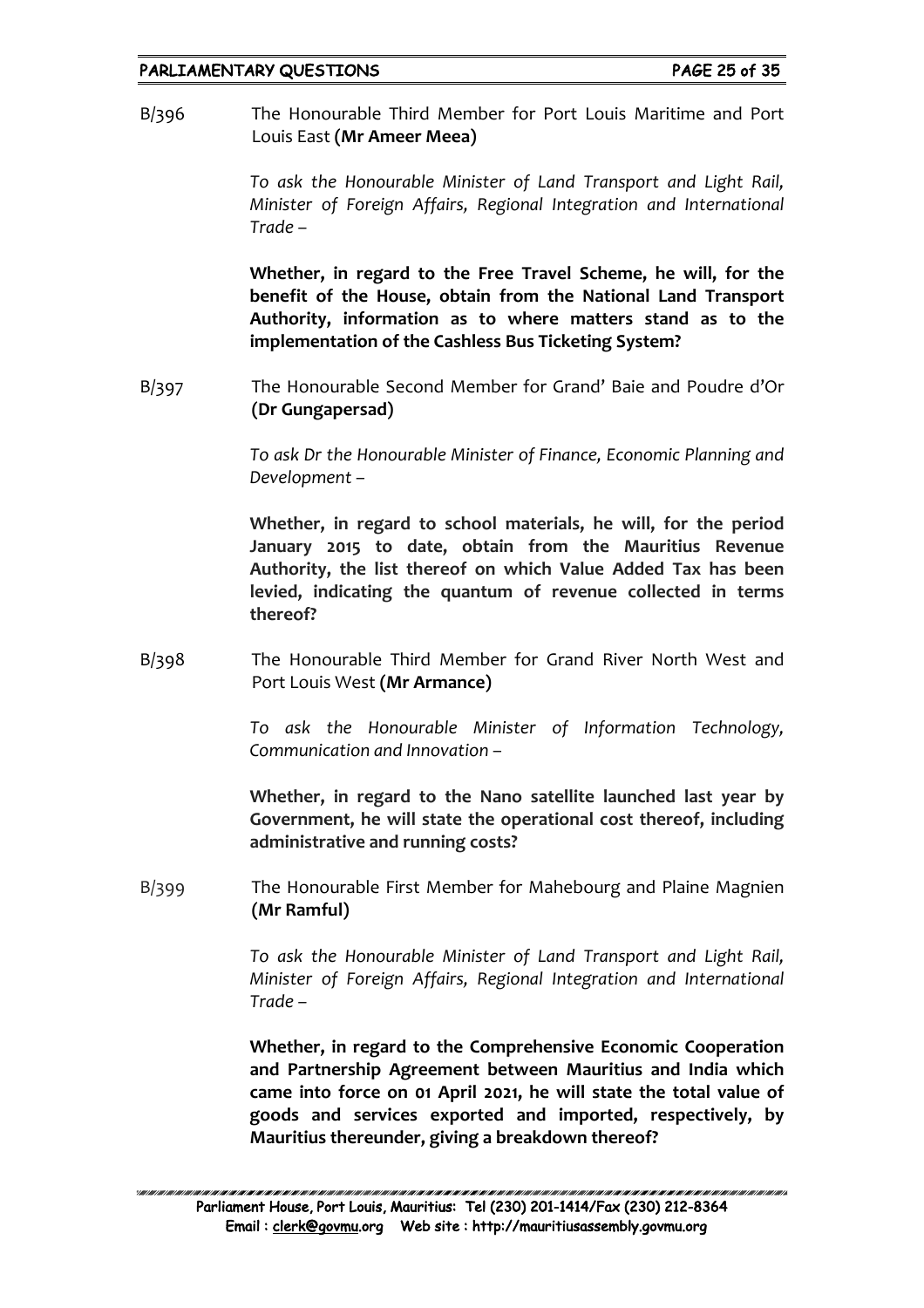B/396 The Honourable Third Member for Port Louis Maritime and Port Louis East **(Mr Ameer Meea)**

*To ask the Honourable Minister of Land Transport and Light Rail, Minister of Foreign Affairs, Regional Integration and International Trade –*

**Whether, in regard to the Free Travel Scheme, he will, for the benefit of the House, obtain from the National Land Transport Authority, information as to where matters stand as to the implementation of the Cashless Bus Ticketing System?**

B/397 The Honourable Second Member for Grand' Baie and Poudre d'Or **(Dr Gungapersad)**

*To ask Dr the Honourable Minister of Finance, Economic Planning and Development –*

**Whether, in regard to school materials, he will, for the period January 2015 to date, obtain from the Mauritius Revenue Authority, the list thereof on which Value Added Tax has been levied, indicating the quantum of revenue collected in terms thereof?**

B/398 The Honourable Third Member for Grand River North West and Port Louis West **(Mr Armance)**

*To ask the Honourable Minister of Information Technology, Communication and Innovation –*

**Whether, in regard to the Nano satellite launched last year by Government, he will state the operational cost thereof, including administrative and running costs?**

B/399 The Honourable First Member for Mahebourg and Plaine Magnien **(Mr Ramful)**

*To ask the Honourable Minister of Land Transport and Light Rail, Minister of Foreign Affairs, Regional Integration and International Trade –*

**Whether, in regard to the Comprehensive Economic Cooperation and Partnership Agreement between Mauritius and India which came into force on 01 April 2021, he will state the total value of goods and services exported and imported, respectively, by Mauritius thereunder, giving a breakdown thereof?**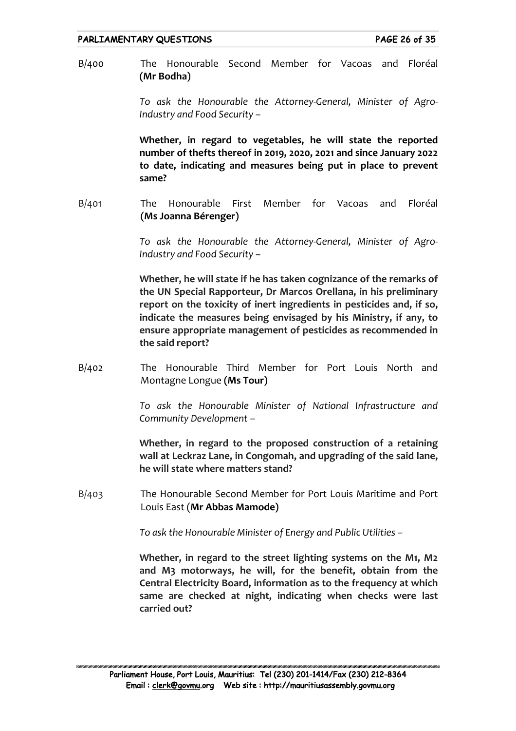B/400 The Honourable Second Member for Vacoas and Floréal **(Mr Bodha)**

*To ask the Honourable the Attorney-General, Minister of Agro-Industry and Food Security –*

**Whether, in regard to vegetables, he will state the reported number of thefts thereof in 2019, 2020, 2021 and since January 2022 to date, indicating and measures being put in place to prevent same?**

B/401 The Honourable First Member for Vacoas and Floréal **(Ms Joanna Bérenger)**

*To ask the Honourable the Attorney-General, Minister of Agro-Industry and Food Security –*

**Whether, he will state if he has taken cognizance of the remarks of the UN Special Rapporteur, Dr Marcos Orellana, in his preliminary report on the toxicity of inert ingredients in pesticides and, if so, indicate the measures being envisaged by his Ministry, if any, to ensure appropriate management of pesticides as recommended in the said report?**

B/402 The Honourable Third Member for Port Louis North and Montagne Longue **(Ms Tour)**

*To ask the Honourable Minister of National Infrastructure and Community Development –*

**Whether, in regard to the proposed construction of a retaining wall at Leckraz Lane, in Congomah, and upgrading of the said lane, he will state where matters stand?**

B/403 The Honourable Second Member for Port Louis Maritime and Port Louis East (**Mr Abbas Mamode)**

*To ask the Honourable Minister of Energy and Public Utilities –*

**Whether, in regard to the street lighting systems on the M1, M2 and M3 motorways, he will, for the benefit, obtain from the Central Electricity Board, information as to the frequency at which same are checked at night, indicating when checks were last carried out?**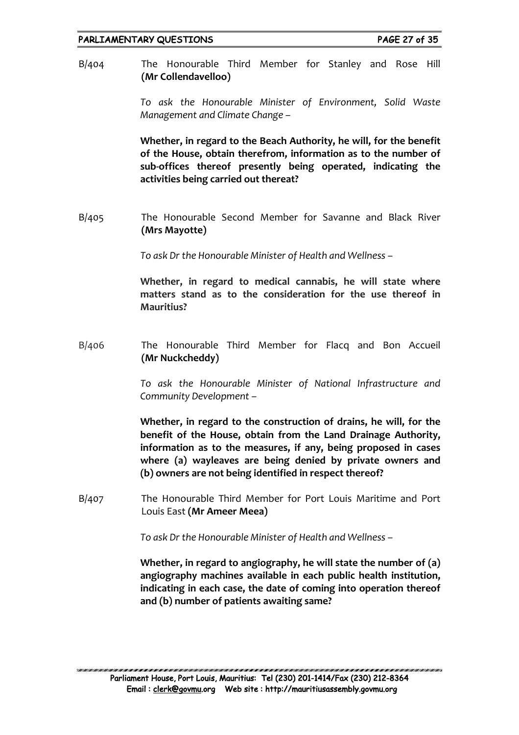B/404 The Honourable Third Member for Stanley and Rose Hill **(Mr Collendavelloo)**

*To ask the Honourable Minister of Environment, Solid Waste Management and Climate Change –*

**Whether, in regard to the Beach Authority, he will, for the benefit of the House, obtain therefrom, information as to the number of sub-offices thereof presently being operated, indicating the activities being carried out thereat?**

B/405 The Honourable Second Member for Savanne and Black River **(Mrs Mayotte)**

*To ask Dr the Honourable Minister of Health and Wellness –*

**Whether, in regard to medical cannabis, he will state where matters stand as to the consideration for the use thereof in Mauritius?**

B/406 The Honourable Third Member for Flacq and Bon Accueil **(Mr Nuckcheddy)**

*To ask the Honourable Minister of National Infrastructure and Community Development –*

**Whether, in regard to the construction of drains, he will, for the benefit of the House, obtain from the Land Drainage Authority, information as to the measures, if any, being proposed in cases where (a) wayleaves are being denied by private owners and (b) owners are not being identified in respect thereof?**

B/407 The Honourable Third Member for Port Louis Maritime and Port Louis East **(Mr Ameer Meea)**

*To ask Dr the Honourable Minister of Health and Wellness –*

**Whether, in regard to angiography, he will state the number of (a) angiography machines available in each public health institution, indicating in each case, the date of coming into operation thereof and (b) number of patients awaiting same?**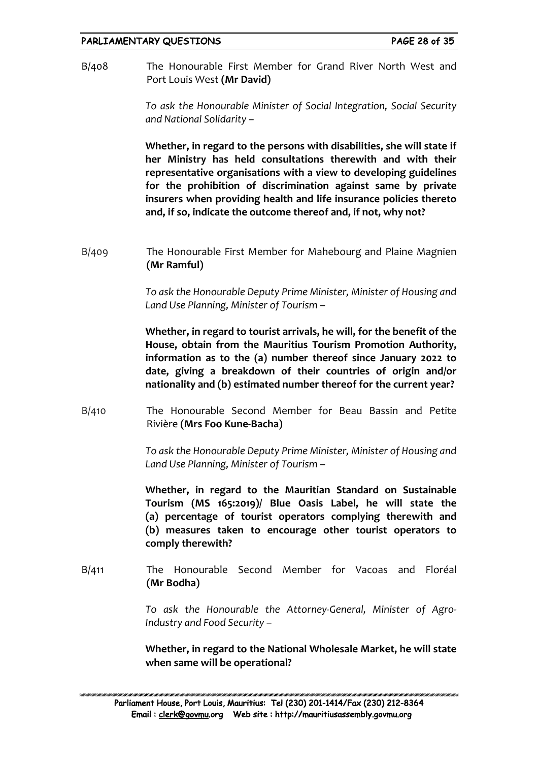B/408 The Honourable First Member for Grand River North West and Port Louis West **(Mr David)**

*To ask the Honourable Minister of Social Integration, Social Security and National Solidarity –*

**Whether, in regard to the persons with disabilities, she will state if her Ministry has held consultations therewith and with their representative organisations with a view to developing guidelines for the prohibition of discrimination against same by private insurers when providing health and life insurance policies thereto and, if so, indicate the outcome thereof and, if not, why not?**

B/409 The Honourable First Member for Mahebourg and Plaine Magnien **(Mr Ramful)**

*To ask the Honourable Deputy Prime Minister, Minister of Housing and Land Use Planning, Minister of Tourism –*

**Whether, in regard to tourist arrivals, he will, for the benefit of the House, obtain from the Mauritius Tourism Promotion Authority, information as to the (a) number thereof since January 2022 to date, giving a breakdown of their countries of origin and/or nationality and (b) estimated number thereof for the current year?**

B/410 The Honourable Second Member for Beau Bassin and Petite Rivière **(Mrs Foo Kune-Bacha)**

*To ask the Honourable Deputy Prime Minister, Minister of Housing and Land Use Planning, Minister of Tourism –*

**Whether, in regard to the Mauritian Standard on Sustainable Tourism (MS 165:2019)/ Blue Oasis Label, he will state the (a) percentage of tourist operators complying therewith and (b) measures taken to encourage other tourist operators to comply therewith?**

B/411 The Honourable Second Member for Vacoas and Floréal **(Mr Bodha)**

*To ask the Honourable the Attorney-General, Minister of Agro-Industry and Food Security –*

**Whether, in regard to the National Wholesale Market, he will state when same will be operational?**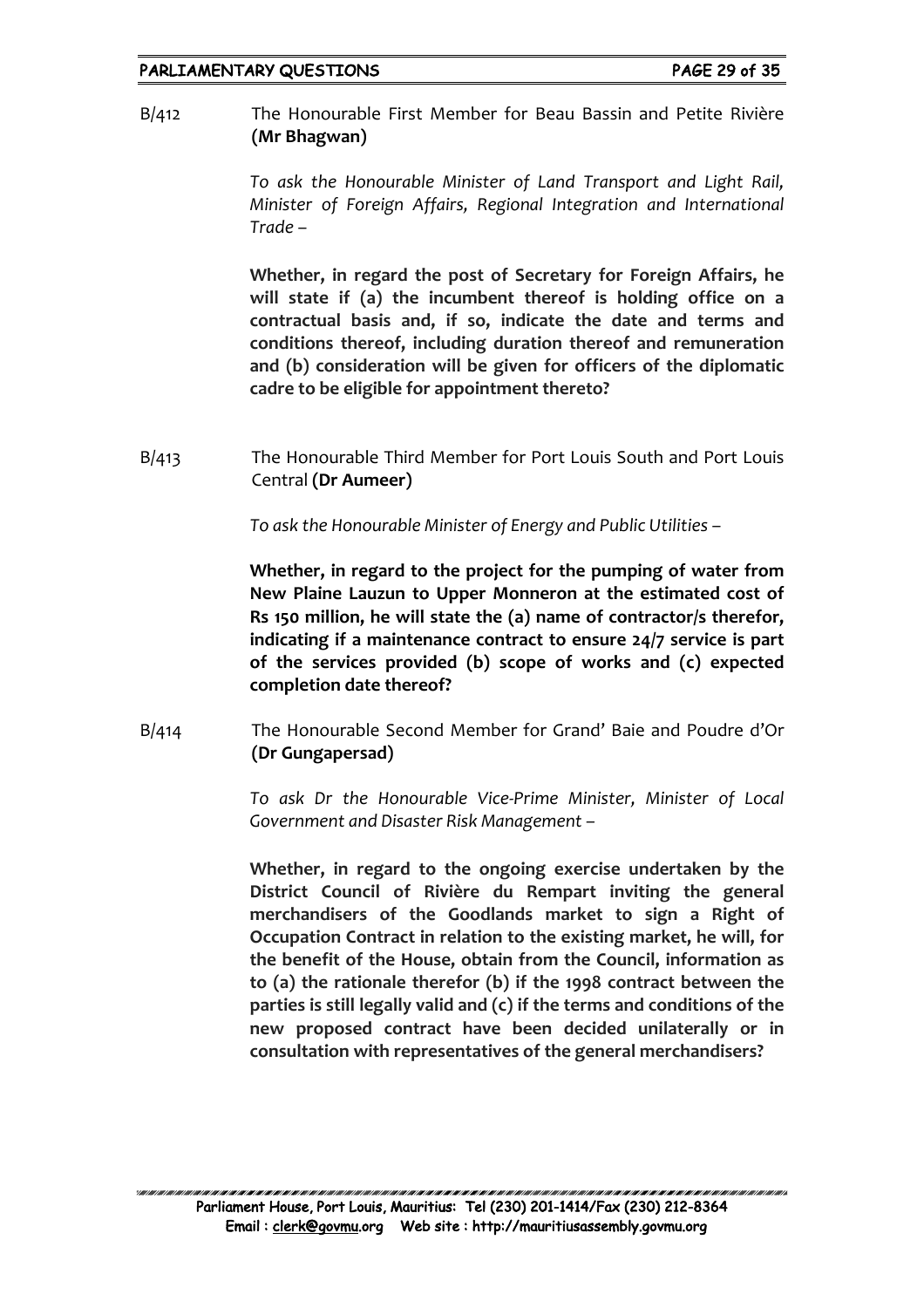B/412 The Honourable First Member for Beau Bassin and Petite Rivière **(Mr Bhagwan)**

*To ask the Honourable Minister of Land Transport and Light Rail, Minister of Foreign Affairs, Regional Integration and International Trade –*

**Whether, in regard the post of Secretary for Foreign Affairs, he will state if (a) the incumbent thereof is holding office on a contractual basis and, if so, indicate the date and terms and conditions thereof, including duration thereof and remuneration and (b) consideration will be given for officers of the diplomatic cadre to be eligible for appointment thereto?**

B/413 The Honourable Third Member for Port Louis South and Port Louis Central **(Dr Aumeer)**

*To ask the Honourable Minister of Energy and Public Utilities –*

**Whether, in regard to the project for the pumping of water from New Plaine Lauzun to Upper Monneron at the estimated cost of Rs 150 million, he will state the (a) name of contractor/s therefor, indicating if a maintenance contract to ensure 24/7 service is part of the services provided (b) scope of works and (c) expected completion date thereof?**

B/414 The Honourable Second Member for Grand' Baie and Poudre d'Or **(Dr Gungapersad)**

*To ask Dr the Honourable Vice-Prime Minister, Minister of Local Government and Disaster Risk Management –*

**Whether, in regard to the ongoing exercise undertaken by the District Council of Rivière du Rempart inviting the general merchandisers of the Goodlands market to sign a Right of Occupation Contract in relation to the existing market, he will, for the benefit of the House, obtain from the Council, information as to (a) the rationale therefor (b) if the 1998 contract between the parties is still legally valid and (c) if the terms and conditions of the new proposed contract have been decided unilaterally or in consultation with representatives of the general merchandisers?**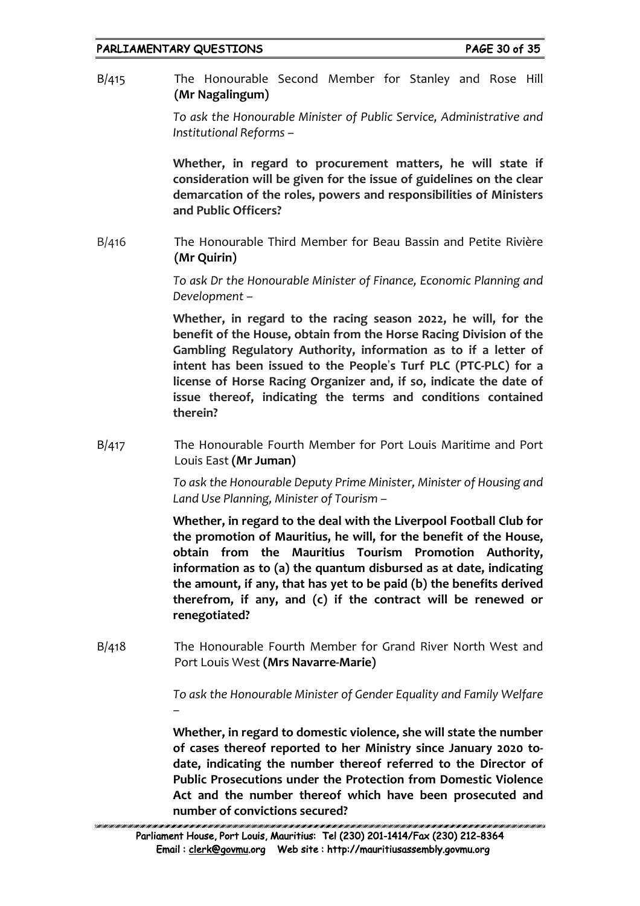B/415 The Honourable Second Member for Stanley and Rose Hill **(Mr Nagalingum)**

*To ask the Honourable Minister of Public Service, Administrative and Institutional Reforms –*

**Whether, in regard to procurement matters, he will state if consideration will be given for the issue of guidelines on the clear demarcation of the roles, powers and responsibilities of Ministers and Public Officers?**

B/416 The Honourable Third Member for Beau Bassin and Petite Rivière **(Mr Quirin)**

*To ask Dr the Honourable Minister of Finance, Economic Planning and Development –*

**Whether, in regard to the racing season 2022, he will, for the benefit of the House, obtain from the Horse Racing Division of the Gambling Regulatory Authority, information as to if a letter of intent has been issued to the People's Turf PLC (PTC-PLC) for a license of Horse Racing Organizer and, if so, indicate the date of issue thereof, indicating the terms and conditions contained therein?**

B/417 The Honourable Fourth Member for Port Louis Maritime and Port Louis East **(Mr Juman)**

*To ask the Honourable Deputy Prime Minister, Minister of Housing and Land Use Planning, Minister of Tourism –*

**Whether, in regard to the deal with the Liverpool Football Club for the promotion of Mauritius, he will, for the benefit of the House, obtain from the Mauritius Tourism Promotion Authority, information as to (a) the quantum disbursed as at date, indicating the amount, if any, that has yet to be paid (b) the benefits derived therefrom, if any, and (c) if the contract will be renewed or renegotiated?**

B/418 The Honourable Fourth Member for Grand River North West and Port Louis West **(Mrs Navarre-Marie)**

*To ask the Honourable Minister of Gender Equality and Family Welfare –*

**Whether, in regard to domestic violence, she will state the number of cases thereof reported to her Ministry since January 2020 to-date, indicating the number thereof referred to the Director of Public Prosecutions under the Protection from Domestic Violence Act and the number thereof which have been prosecuted and number of convictions secured?**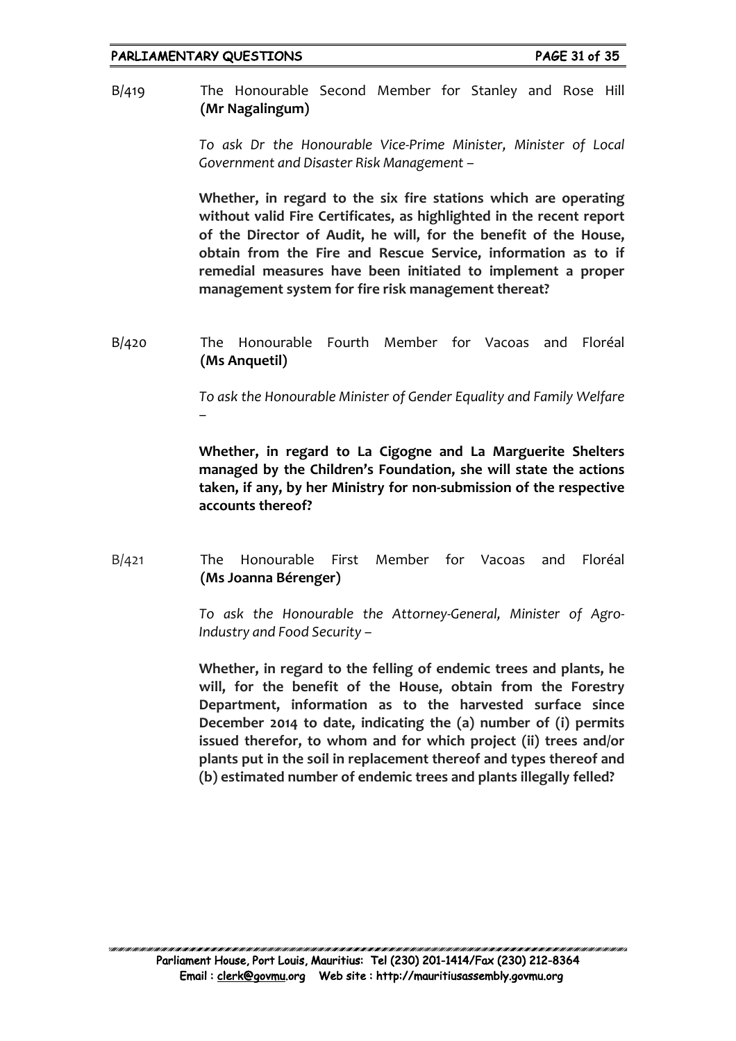B/419 The Honourable Second Member for Stanley and Rose Hill **(Mr Nagalingum)**

*To ask Dr the Honourable Vice-Prime Minister, Minister of Local Government and Disaster Risk Management –*

**Whether, in regard to the six fire stations which are operating without valid Fire Certificates, as highlighted in the recent report of the Director of Audit, he will, for the benefit of the House, obtain from the Fire and Rescue Service, information as to if remedial measures have been initiated to implement a proper management system for fire risk management thereat?**

B/420 The Honourable Fourth Member for Vacoas and Floréal **(Ms Anquetil)**

*To ask the Honourable Minister of Gender Equality and Family Welfare –*

**Whether, in regard to La Cigogne and La Marguerite Shelters managed by the Children's Foundation, she will state the actions taken, if any, by her Ministry for non-submission of the respective accounts thereof?**

B/421 The Honourable First Member for Vacoas and Floréal **(Ms Joanna Bérenger)**

*To ask the Honourable the Attorney-General, Minister of Agro-Industry and Food Security –*

**Whether, in regard to the felling of endemic trees and plants, he will, for the benefit of the House, obtain from the Forestry Department, information as to the harvested surface since December 2014 to date, indicating the (a) number of (i) permits issued therefor, to whom and for which project (ii) trees and/or plants put in the soil in replacement thereof and types thereof and (b) estimated number of endemic trees and plants illegally felled?**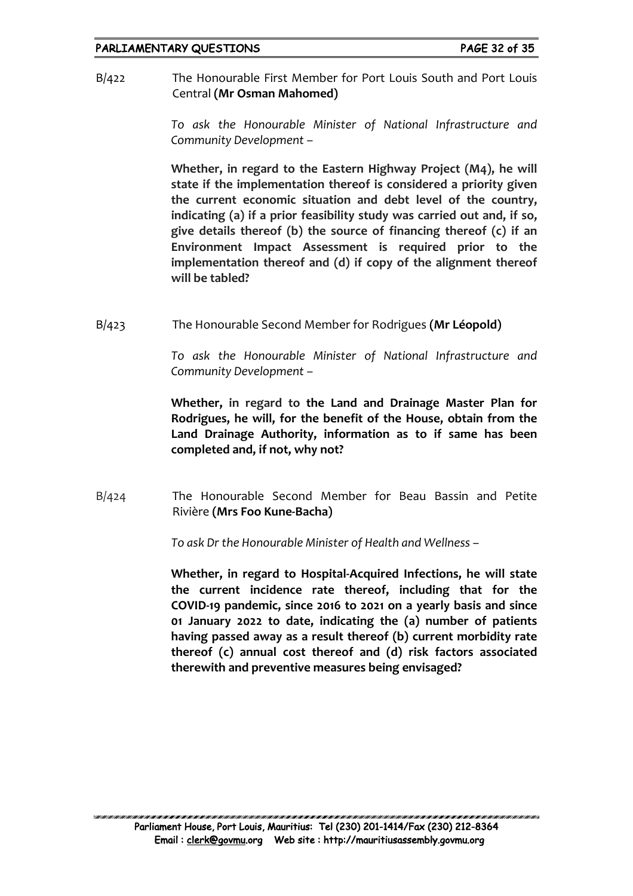B/422 The Honourable First Member for Port Louis South and Port Louis Central **(Mr Osman Mahomed)**

*To ask the Honourable Minister of National Infrastructure and Community Development –*

**Whether, in regard to the Eastern Highway Project (M4), he will state if the implementation thereof is considered a priority given the current economic situation and debt level of the country, indicating (a) if a prior feasibility study was carried out and, if so, give details thereof (b) the source of financing thereof (c) if an Environment Impact Assessment is required prior to the implementation thereof and (d) if copy of the alignment thereof will be tabled?**

B/423 The Honourable Second Member for Rodrigues **(Mr Léopold)**

*To ask the Honourable Minister of National Infrastructure and Community Development –*

**Whether, in regard to the Land and Drainage Master Plan for Rodrigues, he will, for the benefit of the House, obtain from the Land Drainage Authority, information as to if same has been completed and, if not, why not?**

B/424 The Honourable Second Member for Beau Bassin and Petite Rivière **(Mrs Foo Kune-Bacha)**

*To ask Dr the Honourable Minister of Health and Wellness –*

**Whether, in regard to Hospital-Acquired Infections, he will state the current incidence rate thereof, including that for the COVID-19 pandemic, since 2016 to 2021 on a yearly basis and since 01 January 2022 to date, indicating the (a) number of patients having passed away as a result thereof (b) current morbidity rate thereof (c) annual cost thereof and (d) risk factors associated therewith and preventive measures being envisaged?**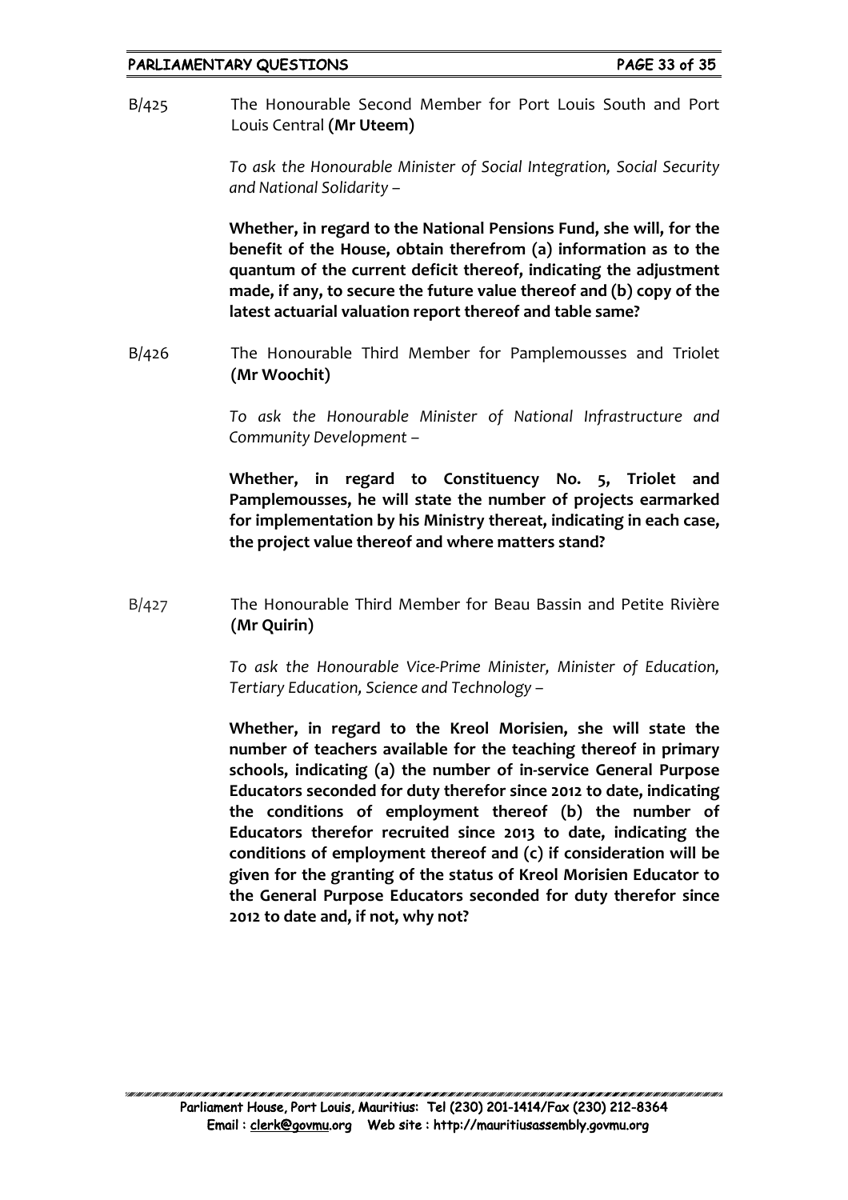B/425 The Honourable Second Member for Port Louis South and Port Louis Central **(Mr Uteem)**

*To ask the Honourable Minister of Social Integration, Social Security and National Solidarity –*

**Whether, in regard to the National Pensions Fund, she will, for the benefit of the House, obtain therefrom (a) information as to the quantum of the current deficit thereof, indicating the adjustment made, if any, to secure the future value thereof and (b) copy of the latest actuarial valuation report thereof and table same?**

B/426 The Honourable Third Member for Pamplemousses and Triolet **(Mr Woochit)**

*To ask the Honourable Minister of National Infrastructure and Community Development –*

**Whether, in regard to Constituency No. 5, Triolet and Pamplemousses, he will state the number of projects earmarked for implementation by his Ministry thereat, indicating in each case, the project value thereof and where matters stand?**

B/427 The Honourable Third Member for Beau Bassin and Petite Rivière **(Mr Quirin)**

*To ask the Honourable Vice-Prime Minister, Minister of Education, Tertiary Education, Science and Technology –*

**Whether, in regard to the Kreol Morisien, she will state the number of teachers available for the teaching thereof in primary schools, indicating (a) the number of in-service General Purpose Educators seconded for duty therefor since 2012 to date, indicating the conditions of employment thereof (b) the number of Educators therefor recruited since 2013 to date, indicating the conditions of employment thereof and (c) if consideration will be given for the granting of the status of Kreol Morisien Educator to the General Purpose Educators seconded for duty therefor since 2012 to date and, if not, why not?**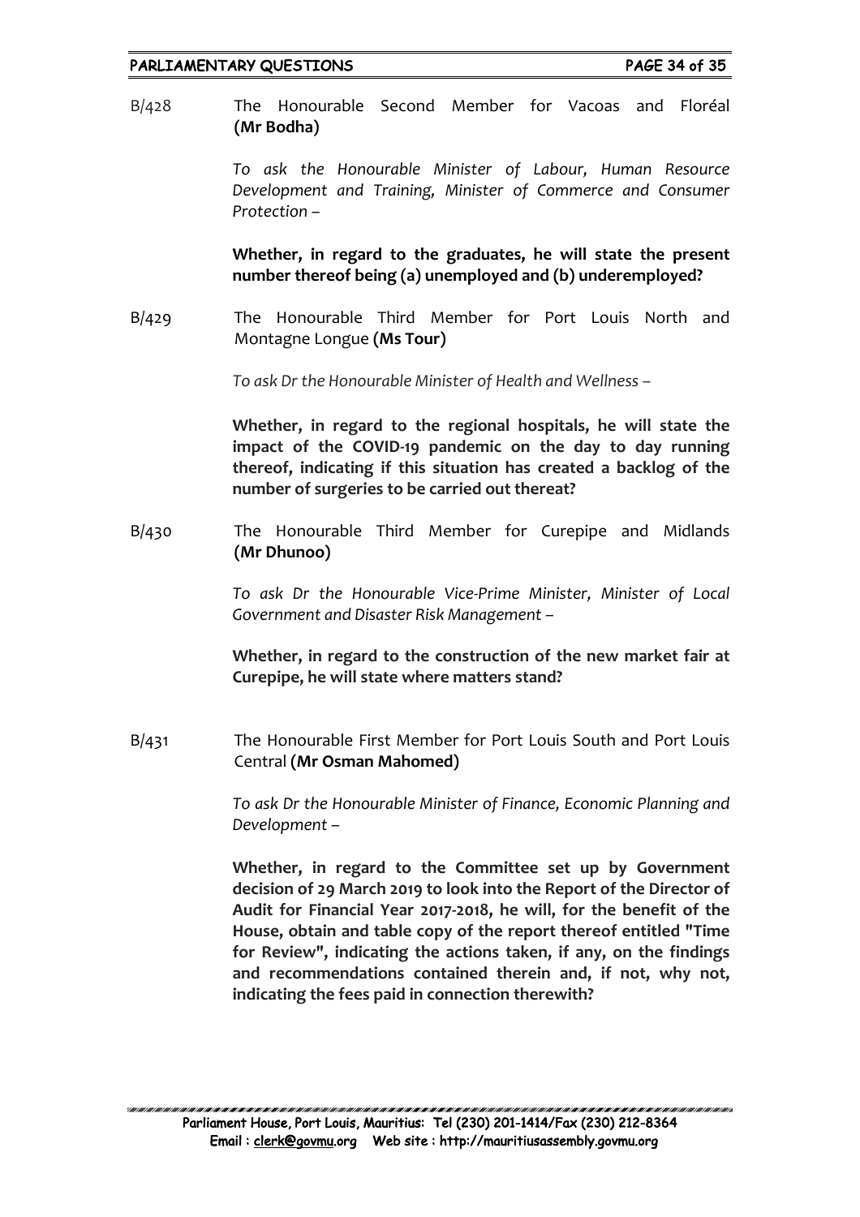B/428 The Honourable Second Member for Vacoas and Floréal **(Mr Bodha)**

*To ask the Honourable Minister of Labour, Human Resource Development and Training, Minister of Commerce and Consumer Protection –*

**Whether, in regard to the graduates, he will state the present number thereof being (a) unemployed and (b) underemployed?**

B/429 The Honourable Third Member for Port Louis North and Montagne Longue **(Ms Tour)**

*To ask Dr the Honourable Minister of Health and Wellness –*

**Whether, in regard to the regional hospitals, he will state the impact of the COVID-19 pandemic on the day to day running thereof, indicating if this situation has created a backlog of the number of surgeries to be carried out thereat?**

B/430 The Honourable Third Member for Curepipe and Midlands **(Mr Dhunoo)**

*To ask Dr the Honourable Vice-Prime Minister, Minister of Local Government and Disaster Risk Management –*

**Whether, in regard to the construction of the new market fair at Curepipe, he will state where matters stand?**

B/431 The Honourable First Member for Port Louis South and Port Louis Central **(Mr Osman Mahomed)**

*To ask Dr the Honourable Minister of Finance, Economic Planning and Development –*

**Whether, in regard to the Committee set up by Government decision of 29 March 2019 to look into the Report of the Director of Audit for Financial Year 2017-2018, he will, for the benefit of the House, obtain and table copy of the report thereof entitled "Time for Review", indicating the actions taken, if any, on the findings and recommendations contained therein and, if not, why not, indicating the fees paid in connection therewith?**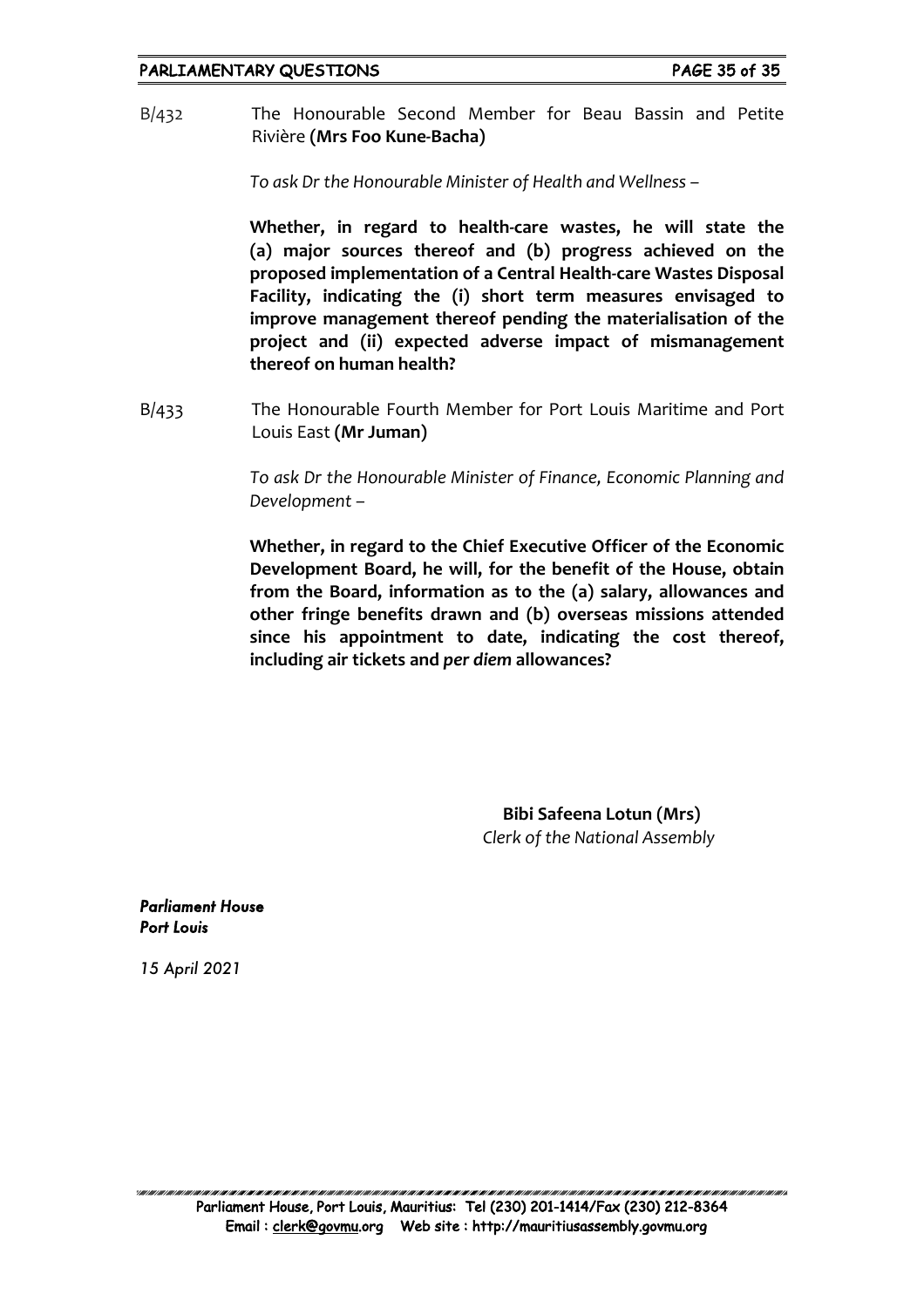B/432 The Honourable Second Member for Beau Bassin and Petite Rivière **(Mrs Foo Kune-Bacha)**

*To ask Dr the Honourable Minister of Health and Wellness –*

**Whether, in regard to health-care wastes, he will state the (a) major sources thereof and (b) progress achieved on the proposed implementation of a Central Health-care Wastes Disposal Facility, indicating the (i) short term measures envisaged to improve management thereof pending the materialisation of the project and (ii) expected adverse impact of mismanagement thereof on human health?**

B/433 The Honourable Fourth Member for Port Louis Maritime and Port Louis East **(Mr Juman)**

*To ask Dr the Honourable Minister of Finance, Economic Planning and Development –*

**Whether, in regard to the Chief Executive Officer of the Economic Development Board, he will, for the benefit of the House, obtain from the Board, information as to the (a) salary, allowances and other fringe benefits drawn and (b) overseas missions attended since his appointment to date, indicating the cost thereof, including air tickets and *per diem* allowances?**

**Bibi Safeena Lotun (Mrs)**
*Clerk of the National Assembly*

***Parliament House***
***Port Louis***

*15 April 2021*